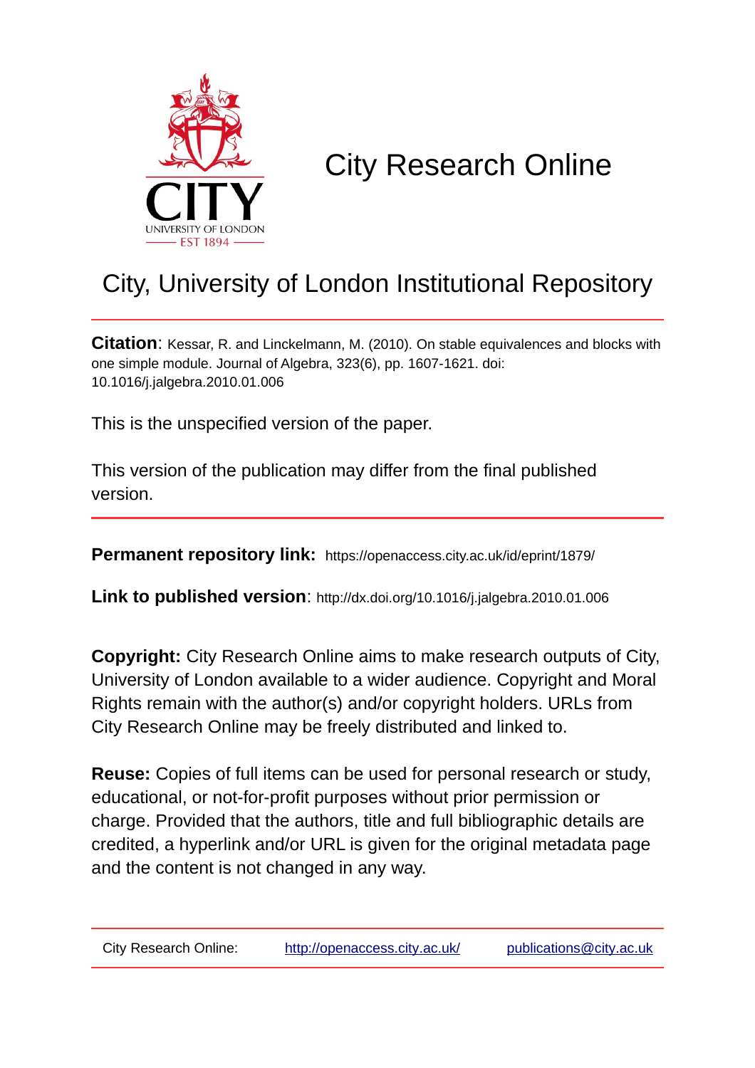# City Research Online

## City, University of London Institutional Repository

**Citation**: Kessar, R. and Linckelmann, M. (2010). On stable equivalences and blocks with one simple module. Journal of Algebra, 323(6), pp. 1607-1621. doi: 10.1016/j.jalgebra.2010.01.006

This is the unspecified version of the paper.

This version of the publication may differ from the final published version.

**Permanent repository link:** https://openaccess.city.ac.uk/id/eprint/1879/

**Link to published version**: http://dx.doi.org/10.1016/j.jalgebra.2010.01.006

**Copyright:** City Research Online aims to make research outputs of City, University of London available to a wider audience. Copyright and Moral Rights remain with the author(s) and/or copyright holders. URLs from City Research Online may be freely distributed and linked to.

**Reuse:** Copies of full items can be used for personal research or study, educational, or not-for-profit purposes without prior permission or charge. Provided that the authors, title and full bibliographic details are credited, a hyperlink and/or URL is given for the original metadata page and the content is not changed in any way.

City Research Online: http://openaccess.city.ac.uk/ publications@city.ac.uk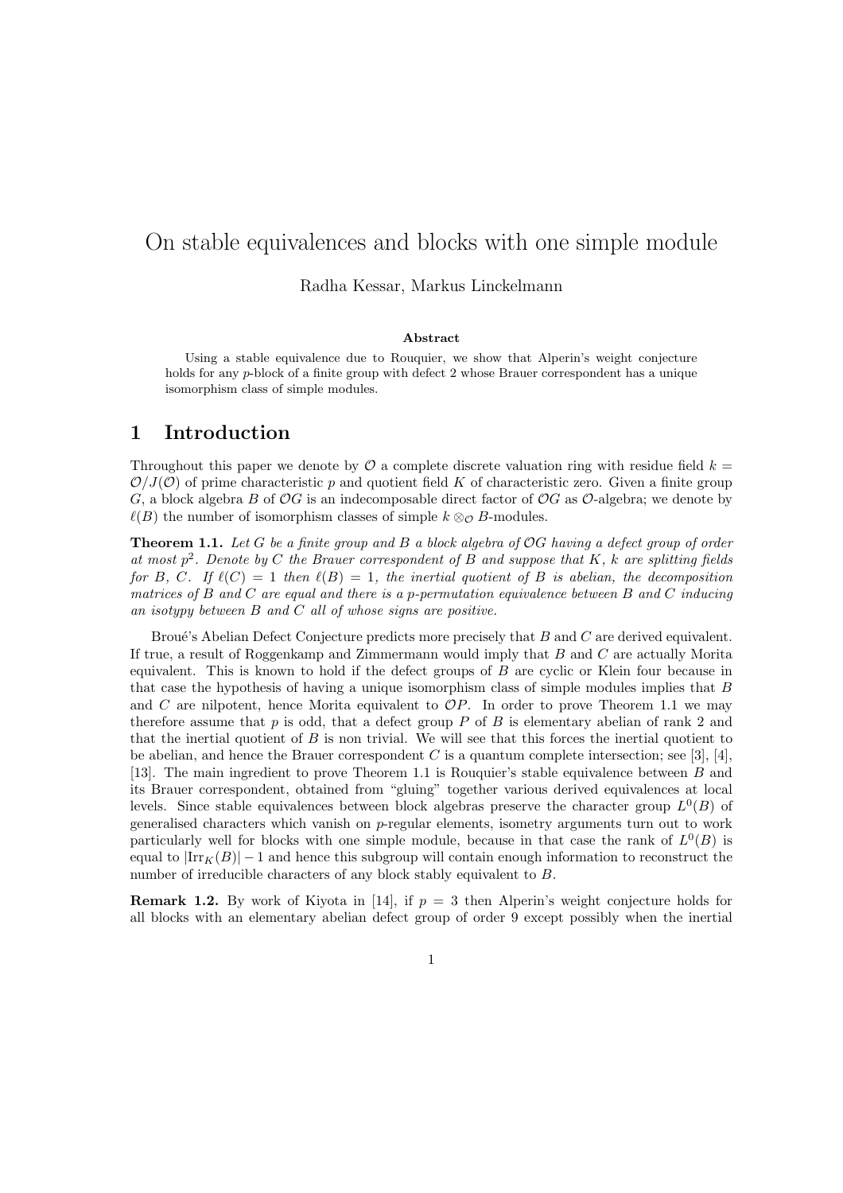# On stable equivalences and blocks with one simple module

Radha Kessar, Markus Linckelmann

**Abstract**

Using a stable equivalence due to Rouquier, we show that Alperin's weight conjecture holds for any $p$-block of a finite group with defect 2 whose Brauer correspondent has a unique isomorphism class of simple modules.

## 1 Introduction

Throughout this paper we denote by $\mathcal{O}$ a complete discrete valuation ring with residue field $k = \mathcal{O}/J(\mathcal{O})$ of prime characteristic $p$ and quotient field $K$ of characteristic zero. Given a finite group $G$, a block algebra $B$ of $\mathcal{O}G$ is an indecomposable direct factor of $\mathcal{O}G$ as $\mathcal{O}$-algebra; we denote by $\ell(B)$ the number of isomorphism classes of simple $k \otimes_{\mathcal{O}} B$-modules.

**Theorem 1.1.** *Let $G$ be a finite group and $B$ a block algebra of $\mathcal{O}G$ having a defect group of order at most $p^2$. Denote by $C$ the Brauer correspondent of $B$ and suppose that $K$, $k$ are splitting fields for $B$, $C$. If $\ell(C) = 1$ then $\ell(B) = 1$, the inertial quotient of $B$ is abelian, the decomposition matrices of $B$ and $C$ are equal and there is a $p$-permutation equivalence between $B$ and $C$ inducing an isotypy between $B$ and $C$ all of whose signs are positive.*

Broué's Abelian Defect Conjecture predicts more precisely that $B$ and $C$ are derived equivalent. If true, a result of Roggenkamp and Zimmermann would imply that $B$ and $C$ are actually Morita equivalent. This is known to hold if the defect groups of $B$ are cyclic or Klein four because in that case the hypothesis of having a unique isomorphism class of simple modules implies that $B$ and $C$ are nilpotent, hence Morita equivalent to $\mathcal{O}P$. In order to prove Theorem 1.1 we may therefore assume that $p$ is odd, that a defect group $P$ of $B$ is elementary abelian of rank 2 and that the inertial quotient of $B$ is non trivial. We will see that this forces the inertial quotient to be abelian, and hence the Brauer correspondent $C$ is a quantum complete intersection; see [3], [4], [13]. The main ingredient to prove Theorem 1.1 is Rouquier's stable equivalence between $B$ and its Brauer correspondent, obtained from "gluing" together various derived equivalences at local levels. Since stable equivalences between block algebras preserve the character group $L^0(B)$ of generalised characters which vanish on $p$-regular elements, isometry arguments turn out to work particularly well for blocks with one simple module, because in that case the rank of $L^0(B)$ is equal to $|\mathrm{Irr}_K(B)| - 1$ and hence this subgroup will contain enough information to reconstruct the number of irreducible characters of any block stably equivalent to $B$.

**Remark 1.2.** By work of Kiyota in [14], if $p = 3$ then Alperin's weight conjecture holds for all blocks with an elementary abelian defect group of order 9 except possibly when the inertial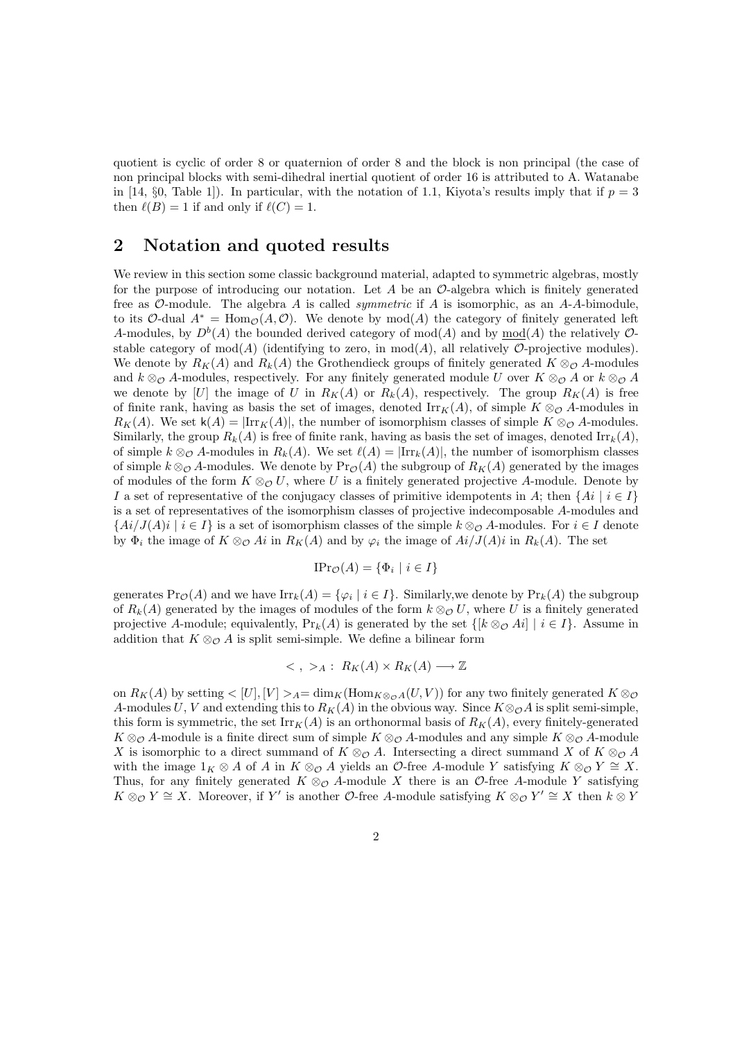quotient is cyclic of order 8 or quaternion of order 8 and the block is non principal (the case of non principal blocks with semi-dihedral inertial quotient of order 16 is attributed to A. Watanabe in [14, §0, Table 1]). In particular, with the notation of 1.1, Kiyota's results imply that if $p = 3$ then $\ell(B) = 1$ if and only if $\ell(C) = 1$.

## 2 Notation and quoted results

We review in this section some classic background material, adapted to symmetric algebras, mostly for the purpose of introducing our notation. Let $A$ be an $\mathcal{O}$-algebra which is finitely generated free as $\mathcal{O}$-module. The algebra $A$ is called *symmetric* if $A$ is isomorphic, as an $A$-$A$-bimodule, to its $\mathcal{O}$-dual $A^* = \mathrm{Hom}_{\mathcal{O}}(A, \mathcal{O})$. We denote by $\mathrm{mod}(A)$ the category of finitely generated left $A$-modules, by $D^b(A)$ the bounded derived category of $\mathrm{mod}(A)$ and by $\underline{\mathrm{mod}}(A)$ the relatively $\mathcal{O}$-stable category of $\mathrm{mod}(A)$ (identifying to zero, in $\mathrm{mod}(A)$, all relatively $\mathcal{O}$-projective modules). We denote by $R_K(A)$ and $R_k(A)$ the Grothendieck groups of finitely generated $K \otimes_{\mathcal{O}} A$-modules and $k \otimes_{\mathcal{O}} A$-modules, respectively. For any finitely generated module $U$ over $K \otimes_{\mathcal{O}} A$ or $k \otimes_{\mathcal{O}} A$ we denote by $[U]$ the image of $U$ in $R_K(A)$ or $R_k(A)$, respectively. The group $R_K(A)$ is free of finite rank, having as basis the set of images, denoted $\mathrm{Irr}_K(A)$, of simple $K \otimes_{\mathcal{O}} A$-modules in $R_K(A)$. We set $\mathsf{k}(A) = |\mathrm{Irr}_K(A)|$, the number of isomorphism classes of simple $K \otimes_{\mathcal{O}} A$-modules. Similarly, the group $R_k(A)$ is free of finite rank, having as basis the set of images, denoted $\mathrm{Irr}_k(A)$, of simple $k \otimes_{\mathcal{O}} A$-modules in $R_k(A)$. We set $\ell(A) = |\mathrm{Irr}_k(A)|$, the number of isomorphism classes of simple $k \otimes_{\mathcal{O}} A$-modules. We denote by $\mathrm{Pr}_{\mathcal{O}}(A)$ the subgroup of $R_K(A)$ generated by the images of modules of the form $K \otimes_{\mathcal{O}} U$, where $U$ is a finitely generated projective $A$-module. Denote by $I$ a set of representative of the conjugacy classes of primitive idempotents in $A$; then $\{Ai \mid i \in I\}$ is a set of representatives of the isomorphism classes of projective indecomposable $A$-modules and $\{Ai/J(A)i \mid i \in I\}$ is a set of isomorphism classes of the simple $k \otimes_{\mathcal{O}} A$-modules. For $i \in I$ denote by $\Phi_i$ the image of $K \otimes_{\mathcal{O}} Ai$ in $R_K(A)$ and by $\varphi_i$ the image of $Ai/J(A)i$ in $R_k(A)$. The set

$$\mathrm{IPr}_{\mathcal{O}}(A) = \{\Phi_i \mid i \in I\}$$

generates $\mathrm{Pr}_{\mathcal{O}}(A)$ and we have $\mathrm{Irr}_k(A) = \{\varphi_i \mid i \in I\}$. Similarly,we denote by $\mathrm{Pr}_k(A)$ the subgroup of $R_k(A)$ generated by the images of modules of the form $k \otimes_{\mathcal{O}} U$, where $U$ is a finitely generated projective $A$-module; equivalently, $\mathrm{Pr}_k(A)$ is generated by the set $\{[k \otimes_{\mathcal{O}} Ai] \mid i \in I\}$. Assume in addition that $K \otimes_{\mathcal{O}} A$ is split semi-simple. We define a bilinear form

$$< \, , \, >_A \, : \, R_K(A) \times R_K(A) \longrightarrow \mathbb{Z}$$

on $R_K(A)$ by setting $< [U], [V] >_A = \dim_K(\mathrm{Hom}_{K \otimes_{\mathcal{O}} A}(U, V))$ for any two finitely generated $K \otimes_{\mathcal{O}} A$-modules $U$, $V$ and extending this to $R_K(A)$ in the obvious way. Since $K \otimes_{\mathcal{O}} A$ is split semi-simple, this form is symmetric, the set $\mathrm{Irr}_K(A)$ is an orthonormal basis of $R_K(A)$, every finitely-generated $K \otimes_{\mathcal{O}} A$-module is a finite direct sum of simple $K \otimes_{\mathcal{O}} A$-modules and any simple $K \otimes_{\mathcal{O}} A$-module $X$ is isomorphic to a direct summand of $K \otimes_{\mathcal{O}} A$. Intersecting a direct summand $X$ of $K \otimes_{\mathcal{O}} A$ with the image $1_K \otimes A$ of $A$ in $K \otimes_{\mathcal{O}} A$ yields an $\mathcal{O}$-free $A$-module $Y$ satisfying $K \otimes_{\mathcal{O}} Y \cong X$. Thus, for any finitely generated $K \otimes_{\mathcal{O}} A$-module $X$ there is an $\mathcal{O}$-free $A$-module $Y$ satisfying $K \otimes_{\mathcal{O}} Y \cong X$. Moreover, if $Y'$ is another $\mathcal{O}$-free $A$-module satisfying $K \otimes_{\mathcal{O}} Y' \cong X$ then $k \otimes Y$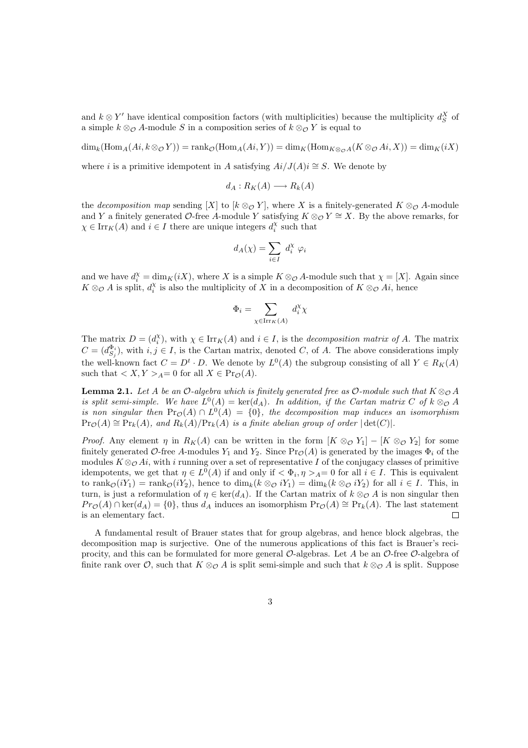and $k \otimes Y'$ have identical composition factors (with multiplicities) because the multiplicity $d_S^X$ of a simple $k \otimes_{\mathcal{O}} A$-module $S$ in a composition series of $k \otimes_{\mathcal{O}} Y$ is equal to

$$\dim_k(\mathrm{Hom}_A(Ai, k \otimes_{\mathcal{O}} Y)) = \mathrm{rank}_{\mathcal{O}}(\mathrm{Hom}_A(Ai, Y)) = \dim_K(\mathrm{Hom}_{K \otimes_{\mathcal{O}} A}(K \otimes_{\mathcal{O}} Ai, X)) = \dim_K(iX)$$

where $i$ is a primitive idempotent in $A$ satisfying $Ai/J(A)i \cong S$. We denote by

$$d_A : R_K(A) \longrightarrow R_k(A)$$

the *decomposition map* sending $[X]$ to $[k \otimes_{\mathcal{O}} Y]$, where $X$ is a finitely-generated $K \otimes_{\mathcal{O}} A$-module and $Y$ a finitely generated $\mathcal{O}$-free $A$-module $Y$ satisfying $K \otimes_{\mathcal{O}} Y \cong X$. By the above remarks, for $\chi \in \mathrm{Irr}_K(A)$ and $i \in I$ there are unique integers $d_i^\chi$ such that

$$d_A(\chi) = \sum_{i \in I} d_i^\chi \ \varphi_i$$

and we have $d_i^\chi = \dim_K(iX)$, where $X$ is a simple $K \otimes_{\mathcal{O}} A$-module such that $\chi = [X]$. Again since $K \otimes_{\mathcal{O}} A$ is split, $d_i^\chi$ is also the multiplicity of $X$ in a decomposition of $K \otimes_{\mathcal{O}} Ai$, hence

$$\Phi_i = \sum_{\chi \in \mathrm{Irr}_K(A)} d_i^\chi \chi$$

The matrix $D = (d_i^\chi)$, with $\chi \in \mathrm{Irr}_K(A)$ and $i \in I$, is the *decomposition matrix of $A$*. The matrix $C = (d_{S_j}^{\Phi_i})$, with $i, j \in I$, is the Cartan matrix, denoted $C$, of $A$. The above considerations imply the well-known fact $C = D^t \cdot D$. We denote by $L^0(A)$ the subgroup consisting of all $Y \in R_K(A)$ such that $< X, Y >_A = 0$ for all $X \in \mathrm{Pr}_{\mathcal{O}}(A)$.

**Lemma 2.1.** *Let $A$ be an $\mathcal{O}$-algebra which is finitely generated free as $\mathcal{O}$-module such that $K \otimes_{\mathcal{O}} A$ is split semi-simple. We have $L^0(A) = \ker(d_A)$. In addition, if the Cartan matrix $C$ of $k \otimes_{\mathcal{O}} A$ is non singular then $\mathrm{Pr}_{\mathcal{O}}(A) \cap L^0(A) = \{0\}$, the decomposition map induces an isomorphism $\mathrm{Pr}_{\mathcal{O}}(A) \cong \mathrm{Pr}_k(A)$, and $R_k(A)/\mathrm{Pr}_k(A)$ is a finite abelian group of order $|\det(C)|$.*

*Proof.* Any element $\eta$ in $R_K(A)$ can be written in the form $[K \otimes_{\mathcal{O}} Y_1] - [K \otimes_{\mathcal{O}} Y_2]$ for some finitely generated $\mathcal{O}$-free $A$-modules $Y_1$ and $Y_2$. Since $\mathrm{Pr}_{\mathcal{O}}(A)$ is generated by the images $\Phi_i$ of the modules $K \otimes_{\mathcal{O}} Ai$, with $i$ running over a set of representative $I$ of the conjugacy classes of primitive idempotents, we get that $\eta \in L^0(A)$ if and only if $< \Phi_i, \eta >_A = 0$ for all $i \in I$. This is equivalent to $\mathrm{rank}_{\mathcal{O}}(iY_1) = \mathrm{rank}_{\mathcal{O}}(iY_2)$, hence to $\dim_k(k \otimes_{\mathcal{O}} iY_1) = \dim_k(k \otimes_{\mathcal{O}} iY_2)$ for all $i \in I$. This, in turn, is just a reformulation of $\eta \in \ker(d_A)$. If the Cartan matrix of $k \otimes_{\mathcal{O}} A$ is non singular then $Pr_{\mathcal{O}}(A) \cap \ker(d_A) = \{0\}$, thus $d_A$ induces an isomorphism $\mathrm{Pr}_{\mathcal{O}}(A) \cong \mathrm{Pr}_k(A)$. The last statement is an elementary fact. $\square$

A fundamental result of Brauer states that for group algebras, and hence block algebras, the decomposition map is surjective. One of the numerous applications of this fact is Brauer's reciprocity, and this can be formulated for more general $\mathcal{O}$-algebras. Let $A$ be an $\mathcal{O}$-free $\mathcal{O}$-algebra of finite rank over $\mathcal{O}$, such that $K \otimes_{\mathcal{O}} A$ is split semi-simple and such that $k \otimes_{\mathcal{O}} A$ is split. Suppose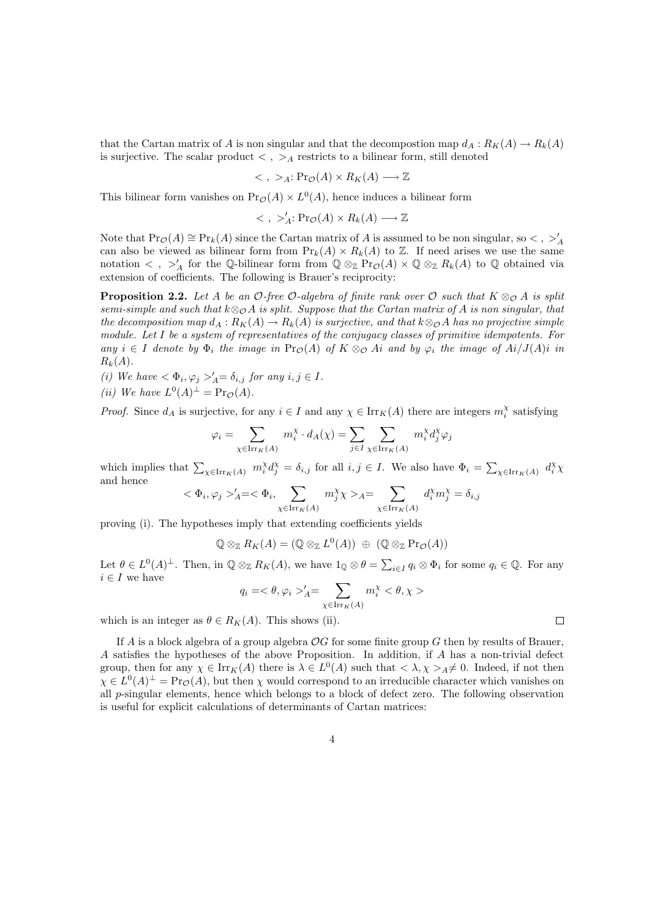that the Cartan matrix of $A$ is non singular and that the decompostion map $d_A : R_K(A) \to R_k(A)$ is surjective. The scalar product $<\ ,\ >_A$ restricts to a bilinear form, still denoted

$$<\ ,\ >_A\colon \mathrm{Pr}_\mathcal{O}(A) \times R_K(A) \longrightarrow \mathbb{Z}$$

This bilinear form vanishes on $\mathrm{Pr}_\mathcal{O}(A) \times L^0(A)$, hence induces a bilinear form

$$<\ ,\ >'_A\colon \mathrm{Pr}_\mathcal{O}(A) \times R_k(A) \longrightarrow \mathbb{Z}$$

Note that $\mathrm{Pr}_\mathcal{O}(A) \cong \mathrm{Pr}_k(A)$ since the Cartan matrix of $A$ is assumed to be non singular, so $<\ ,\ >'_A$ can also be viewed as bilinear form from $\mathrm{Pr}_k(A) \times R_k(A)$ to $\mathbb{Z}$. If need arises we use the same notation $<\ ,\ >'_A$ for the $\mathbb{Q}$-bilinear form from $\mathbb{Q} \otimes_\mathbb{Z} \mathrm{Pr}_\mathcal{O}(A) \times \mathbb{Q} \otimes_\mathbb{Z} R_k(A)$ to $\mathbb{Q}$ obtained via extension of coefficients. The following is Brauer's reciprocity:

**Proposition 2.2.** *Let $A$ be an $\mathcal{O}$-free $\mathcal{O}$-algebra of finite rank over $\mathcal{O}$ such that $K \otimes_\mathcal{O} A$ is split semi-simple and such that $k \otimes_\mathcal{O} A$ is split. Suppose that the Cartan matrix of $A$ is non singular, that the decomposition map $d_A : R_K(A) \to R_k(A)$ is surjective, and that $k \otimes_\mathcal{O} A$ has no projective simple module. Let $I$ be a system of representatives of the conjugacy classes of primitive idempotents. For any $i \in I$ denote by $\Phi_i$ the image in $\mathrm{Pr}_\mathcal{O}(A)$ of $K \otimes_\mathcal{O} Ai$ and by $\varphi_i$ the image of $Ai/J(A)i$ in $R_k(A)$.*

*(i) We have $< \Phi_i, \varphi_j >'_A = \delta_{i,j}$ for any $i, j \in I$.*

*(ii) We have $L^0(A)^\perp = \mathrm{Pr}_\mathcal{O}(A)$.*

*Proof.* Since $d_A$ is surjective, for any $i \in I$ and any $\chi \in \mathrm{Irr}_K(A)$ there are integers $m_i^\chi$ satisfying

$$\varphi_i = \sum_{\chi \in \mathrm{Irr}_K(A)} m_i^\chi \cdot d_A(\chi) = \sum_{j \in I} \sum_{\chi \in \mathrm{Irr}_K(A)} m_i^\chi d_j^\chi \varphi_j$$

which implies that $\sum_{\chi \in \mathrm{Irr}_K(A)} m_i^\chi d_j^\chi = \delta_{i,j}$ for all $i, j \in I$. We also have $\Phi_i = \sum_{\chi \in \mathrm{Irr}_K(A)} d_i^\chi \chi$ and hence

$$< \Phi_i, \varphi_j >'_A = < \Phi_i, \sum_{\chi \in \mathrm{Irr}_K(A)} m_j^\chi \chi >_A = \sum_{\chi \in \mathrm{Irr}_K(A)} d_i^\chi m_j^\chi = \delta_{i,j}$$

proving (i). The hypotheses imply that extending coefficients yields

$$\mathbb{Q} \otimes_\mathbb{Z} R_K(A) = (\mathbb{Q} \otimes_\mathbb{Z} L^0(A)) \ \oplus\ (\mathbb{Q} \otimes_\mathbb{Z} \mathrm{Pr}_\mathcal{O}(A))$$

Let $\theta \in L^0(A)^\perp$. Then, in $\mathbb{Q} \otimes_\mathbb{Z} R_K(A)$, we have $1_\mathbb{Q} \otimes \theta = \sum_{i \in I} q_i \otimes \Phi_i$ for some $q_i \in \mathbb{Q}$. For any $i \in I$ we have

$$q_i = < \theta, \varphi_i >'_A = \sum_{\chi \in \mathrm{Irr}_K(A)} m_i^\chi < \theta, \chi >$$

which is an integer as $\theta \in R_K(A)$. This shows (ii). $\square$

If $A$ is a block algebra of a group algebra $\mathcal{O}G$ for some finite group $G$ then by results of Brauer, $A$ satisfies the hypotheses of the above Proposition. In addition, if $A$ has a non-trivial defect group, then for any $\chi \in \mathrm{Irr}_K(A)$ there is $\lambda \in L^0(A)$ such that $< \lambda, \chi >_A \neq 0$. Indeed, if not then $\chi \in L^0(A)^\perp = \mathrm{Pr}_\mathcal{O}(A)$, but then $\chi$ would correspond to an irreducible character which vanishes on all $p$-singular elements, hence which belongs to a block of defect zero. The following observation is useful for explicit calculations of determinants of Cartan matrices: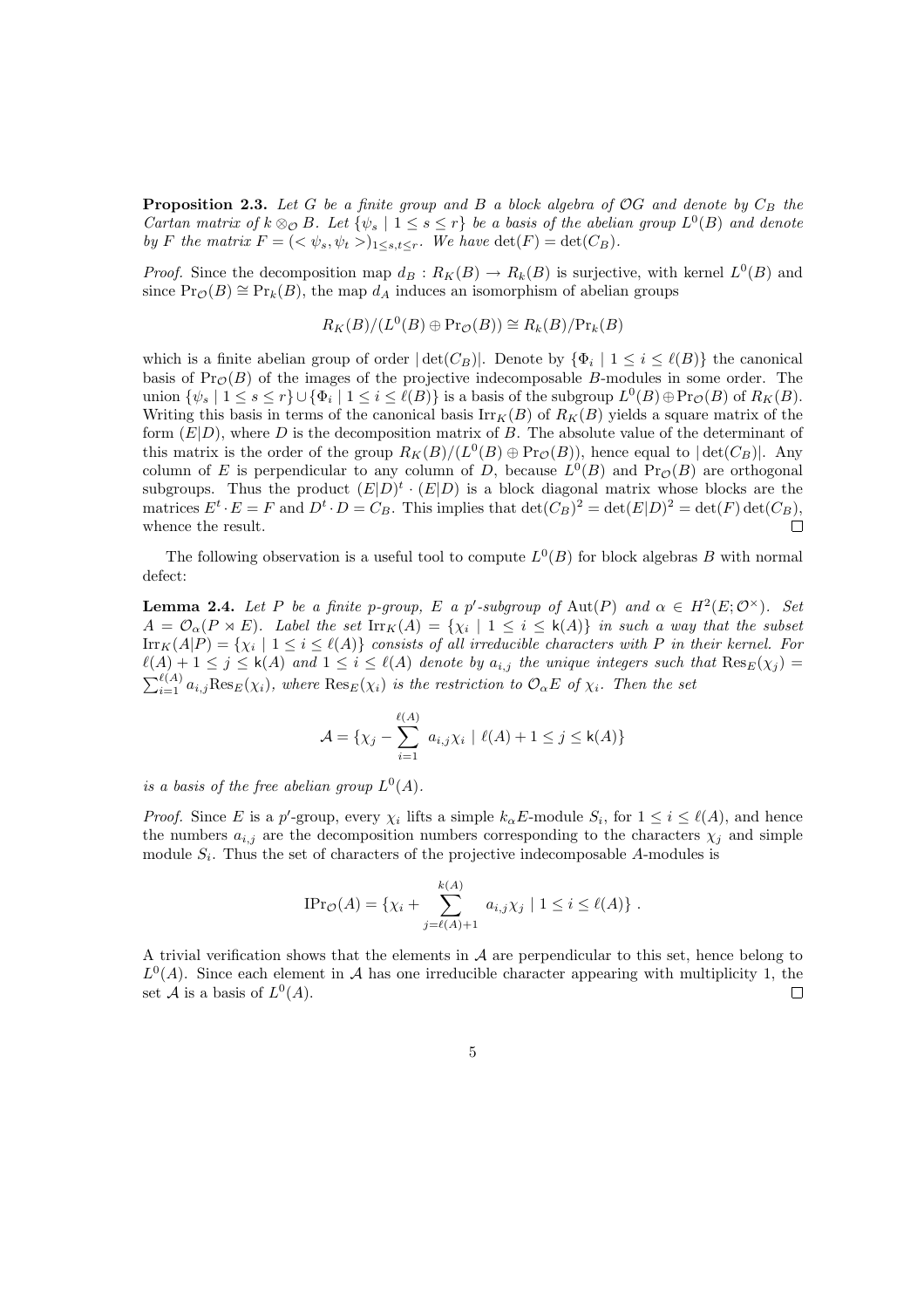**Proposition 2.3.** *Let $G$ be a finite group and $B$ a block algebra of $\mathcal{O}G$ and denote by $C_B$ the Cartan matrix of $k \otimes_{\mathcal{O}} B$. Let $\{\psi_s \mid 1 \le s \le r\}$ be a basis of the abelian group $L^0(B)$ and denote by $F$ the matrix $F = (<\psi_s, \psi_t>)_{1 \le s,t \le r}$. We have $\det(F) = \det(C_B)$.*

*Proof.* Since the decomposition map $d_B : R_K(B) \to R_k(B)$ is surjective, with kernel $L^0(B)$ and since $\mathrm{Pr}_{\mathcal{O}}(B) \cong \mathrm{Pr}_k(B)$, the map $d_A$ induces an isomorphism of abelian groups

$$R_K(B)/(L^0(B) \oplus \mathrm{Pr}_{\mathcal{O}}(B)) \cong R_k(B)/\mathrm{Pr}_k(B)$$

which is a finite abelian group of order $|\det(C_B)|$. Denote by $\{\Phi_i \mid 1 \le i \le \ell(B)\}$ the canonical basis of $\mathrm{Pr}_{\mathcal{O}}(B)$ of the images of the projective indecomposable $B$-modules in some order. The union $\{\psi_s \mid 1 \le s \le r\} \cup \{\Phi_i \mid 1 \le i \le \ell(B)\}$ is a basis of the subgroup $L^0(B) \oplus \mathrm{Pr}_{\mathcal{O}}(B)$ of $R_K(B)$. Writing this basis in terms of the canonical basis $\mathrm{Irr}_K(B)$ of $R_K(B)$ yields a square matrix of the form $(E|D)$, where $D$ is the decomposition matrix of $B$. The absolute value of the determinant of this matrix is the order of the group $R_K(B)/(L^0(B) \oplus \mathrm{Pr}_{\mathcal{O}}(B))$, hence equal to $|\det(C_B)|$. Any column of $E$ is perpendicular to any column of $D$, because $L^0(B)$ and $\mathrm{Pr}_{\mathcal{O}}(B)$ are orthogonal subgroups. Thus the product $(E|D)^t \cdot (E|D)$ is a block diagonal matrix whose blocks are the matrices $E^t \cdot E = F$ and $D^t \cdot D = C_B$. This implies that $\det(C_B)^2 = \det(E|D)^2 = \det(F)\det(C_B)$, whence the result. $\square$

The following observation is a useful tool to compute $L^0(B)$ for block algebras $B$ with normal defect:

**Lemma 2.4.** *Let $P$ be a finite $p$-group, $E$ a $p'$-subgroup of $\mathrm{Aut}(P)$ and $\alpha \in H^2(E; \mathcal{O}^\times)$. Set $A = \mathcal{O}_\alpha(P \rtimes E)$. Label the set $\mathrm{Irr}_K(A) = \{\chi_i \mid 1 \le i \le \mathsf{k}(A)\}$ in such a way that the subset $\mathrm{Irr}_K(A|P) = \{\chi_i \mid 1 \le i \le \ell(A)\}$ consists of all irreducible characters with $P$ in their kernel. For $\ell(A)+1 \le j \le \mathsf{k}(A)$ and $1 \le i \le \ell(A)$ denote by $a_{i,j}$ the unique integers such that $\mathrm{Res}_E(\chi_j) = \sum_{i=1}^{\ell(A)} a_{i,j} \mathrm{Res}_E(\chi_i)$, where $\mathrm{Res}_E(\chi_i)$ is the restriction to $\mathcal{O}_\alpha E$ of $\chi_i$. Then the set*

$$\mathcal{A} = \{\chi_j - \sum_{i=1}^{\ell(A)} a_{i,j}\chi_i \mid \ell(A)+1 \le j \le \mathsf{k}(A)\}$$

*is a basis of the free abelian group $L^0(A)$.*

*Proof.* Since $E$ is a $p'$-group, every $\chi_i$ lifts a simple $k_\alpha E$-module $S_i$, for $1 \le i \le \ell(A)$, and hence the numbers $a_{i,j}$ are the decomposition numbers corresponding to the characters $\chi_j$ and simple module $S_i$. Thus the set of characters of the projective indecomposable $A$-modules is

$$\mathrm{IPr}_{\mathcal{O}}(A) = \{\chi_i + \sum_{j=\ell(A)+1}^{k(A)} a_{i,j}\chi_j \mid 1 \le i \le \ell(A)\} .$$

A trivial verification shows that the elements in $\mathcal{A}$ are perpendicular to this set, hence belong to $L^0(A)$. Since each element in $\mathcal{A}$ has one irreducible character appearing with multiplicity 1, the set $\mathcal{A}$ is a basis of $L^0(A)$. $\square$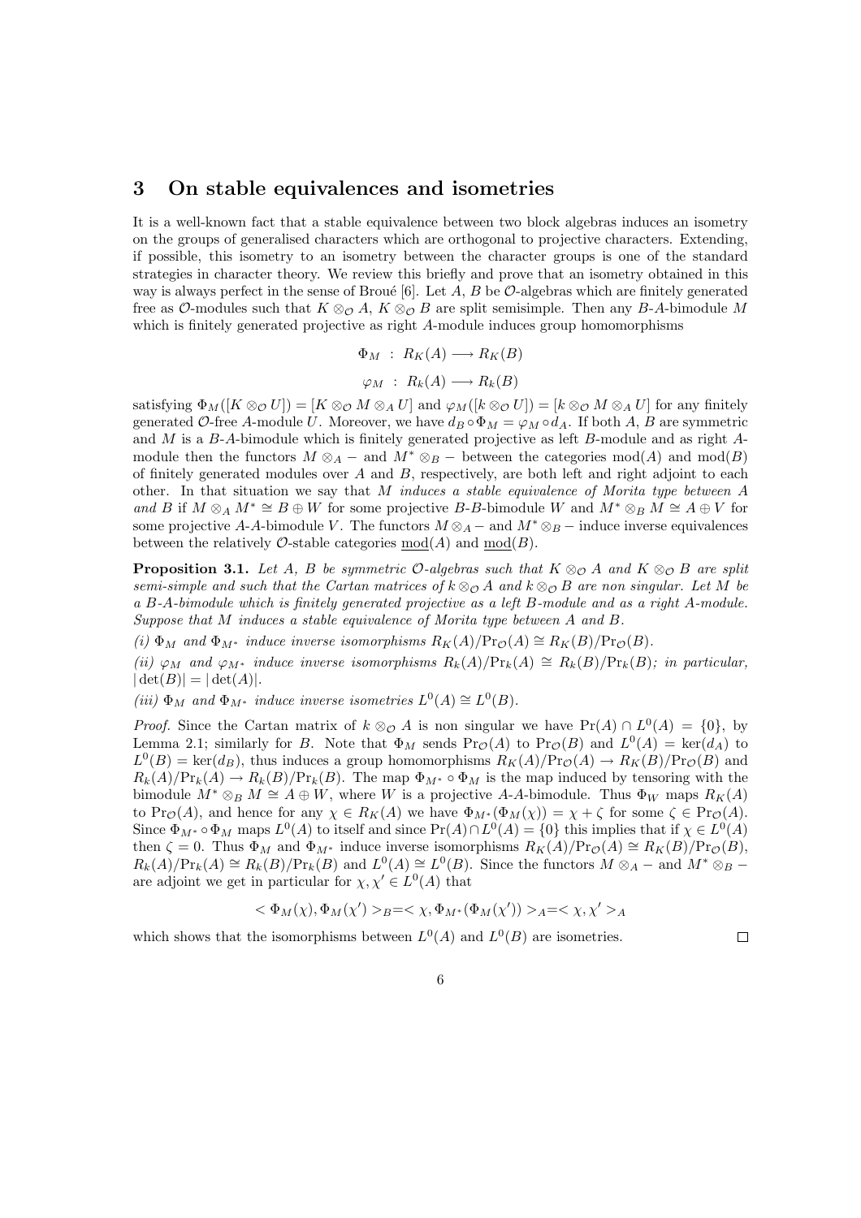## 3 On stable equivalences and isometries

It is a well-known fact that a stable equivalence between two block algebras induces an isometry on the groups of generalised characters which are orthogonal to projective characters. Extending, if possible, this isometry to an isometry between the character groups is one of the standard strategies in character theory. We review this briefly and prove that an isometry obtained in this way is always perfect in the sense of Broué [6]. Let $A$, $B$ be $\mathcal{O}$-algebras which are finitely generated free as $\mathcal{O}$-modules such that $K \otimes_{\mathcal{O}} A$, $K \otimes_{\mathcal{O}} B$ are split semisimple. Then any $B$-$A$-bimodule $M$ which is finitely generated projective as right $A$-module induces group homomorphisms

$$\Phi_M \ : \ R_K(A) \longrightarrow R_K(B)$$

$$\varphi_M \ : \ R_k(A) \longrightarrow R_k(B)$$

satisfying $\Phi_M([K \otimes_{\mathcal{O}} U]) = [K \otimes_{\mathcal{O}} M \otimes_A U]$ and $\varphi_M([k \otimes_{\mathcal{O}} U]) = [k \otimes_{\mathcal{O}} M \otimes_A U]$ for any finitely generated $\mathcal{O}$-free $A$-module $U$. Moreover, we have $d_B \circ \Phi_M = \varphi_M \circ d_A$. If both $A$, $B$ are symmetric and $M$ is a $B$-$A$-bimodule which is finitely generated projective as left $B$-module and as right $A$-module then the functors $M \otimes_A -$ and $M^* \otimes_B -$ between the categories $\mathrm{mod}(A)$ and $\mathrm{mod}(B)$ of finitely generated modules over $A$ and $B$, respectively, are both left and right adjoint to each other. In that situation we say that $M$ *induces a stable equivalence of Morita type between $A$ and $B$* if $M \otimes_A M^* \cong B \oplus W$ for some projective $B$-$B$-bimodule $W$ and $M^* \otimes_B M \cong A \oplus V$ for some projective $A$-$A$-bimodule $V$. The functors $M \otimes_A -$ and $M^* \otimes_B -$ induce inverse equivalences between the relatively $\mathcal{O}$-stable categories $\underline{\mathrm{mod}}(A)$ and $\underline{\mathrm{mod}}(B)$.

**Proposition 3.1.** *Let $A$, $B$ be symmetric $\mathcal{O}$-algebras such that $K \otimes_{\mathcal{O}} A$ and $K \otimes_{\mathcal{O}} B$ are split semi-simple and such that the Cartan matrices of $k \otimes_{\mathcal{O}} A$ and $k \otimes_{\mathcal{O}} B$ are non singular. Let $M$ be a $B$-$A$-bimodule which is finitely generated projective as a left $B$-module and as a right $A$-module. Suppose that $M$ induces a stable equivalence of Morita type between $A$ and $B$.*

*(i) $\Phi_M$ and $\Phi_{M^*}$ induce inverse isomorphisms $R_K(A)/\mathrm{Pr}_{\mathcal{O}}(A) \cong R_K(B)/\mathrm{Pr}_{\mathcal{O}}(B)$.*

*(ii) $\varphi_M$ and $\varphi_{M^*}$ induce inverse isomorphisms $R_k(A)/\mathrm{Pr}_k(A) \cong R_k(B)/\mathrm{Pr}_k(B)$; in particular, $|\det(B)| = |\det(A)|$.*

*(iii) $\Phi_M$ and $\Phi_{M^*}$ induce inverse isometries $L^0(A) \cong L^0(B)$.*

*Proof.* Since the Cartan matrix of $k \otimes_{\mathcal{O}} A$ is non singular we have $\mathrm{Pr}(A) \cap L^0(A) = \{0\}$, by Lemma 2.1; similarly for $B$. Note that $\Phi_M$ sends $\mathrm{Pr}_{\mathcal{O}}(A)$ to $\mathrm{Pr}_{\mathcal{O}}(B)$ and $L^0(A) = \ker(d_A)$ to $L^0(B) = \ker(d_B)$, thus induces a group homomorphisms $R_K(A)/\mathrm{Pr}_{\mathcal{O}}(A) \to R_K(B)/\mathrm{Pr}_{\mathcal{O}}(B)$ and $R_k(A)/\mathrm{Pr}_k(A) \to R_k(B)/\mathrm{Pr}_k(B)$. The map $\Phi_{M^*} \circ \Phi_M$ is the map induced by tensoring with the bimodule $M^* \otimes_B M \cong A \oplus W$, where $W$ is a projective $A$-$A$-bimodule. Thus $\Phi_W$ maps $R_K(A)$ to $\mathrm{Pr}_{\mathcal{O}}(A)$, and hence for any $\chi \in R_K(A)$ we have $\Phi_{M^*}(\Phi_M(\chi)) = \chi + \zeta$ for some $\zeta \in \mathrm{Pr}_{\mathcal{O}}(A)$. Since $\Phi_{M^*} \circ \Phi_M$ maps $L^0(A)$ to itself and since $\mathrm{Pr}(A) \cap L^0(A) = \{0\}$ this implies that if $\chi \in L^0(A)$ then $\zeta = 0$. Thus $\Phi_M$ and $\Phi_{M^*}$ induce inverse isomorphisms $R_K(A)/\mathrm{Pr}_{\mathcal{O}}(A) \cong R_K(B)/\mathrm{Pr}_{\mathcal{O}}(B)$, $R_k(A)/\mathrm{Pr}_k(A) \cong R_k(B)/\mathrm{Pr}_k(B)$ and $L^0(A) \cong L^0(B)$. Since the functors $M \otimes_A -$ and $M^* \otimes_B -$ are adjoint we get in particular for $\chi, \chi' \in L^0(A)$ that

$$< \Phi_M(\chi), \Phi_M(\chi') >_B = < \chi, \Phi_{M^*}(\Phi_M(\chi')) >_A = < \chi, \chi' >_A$$

which shows that the isomorphisms between $L^0(A)$ and $L^0(B)$ are isometries. $\square$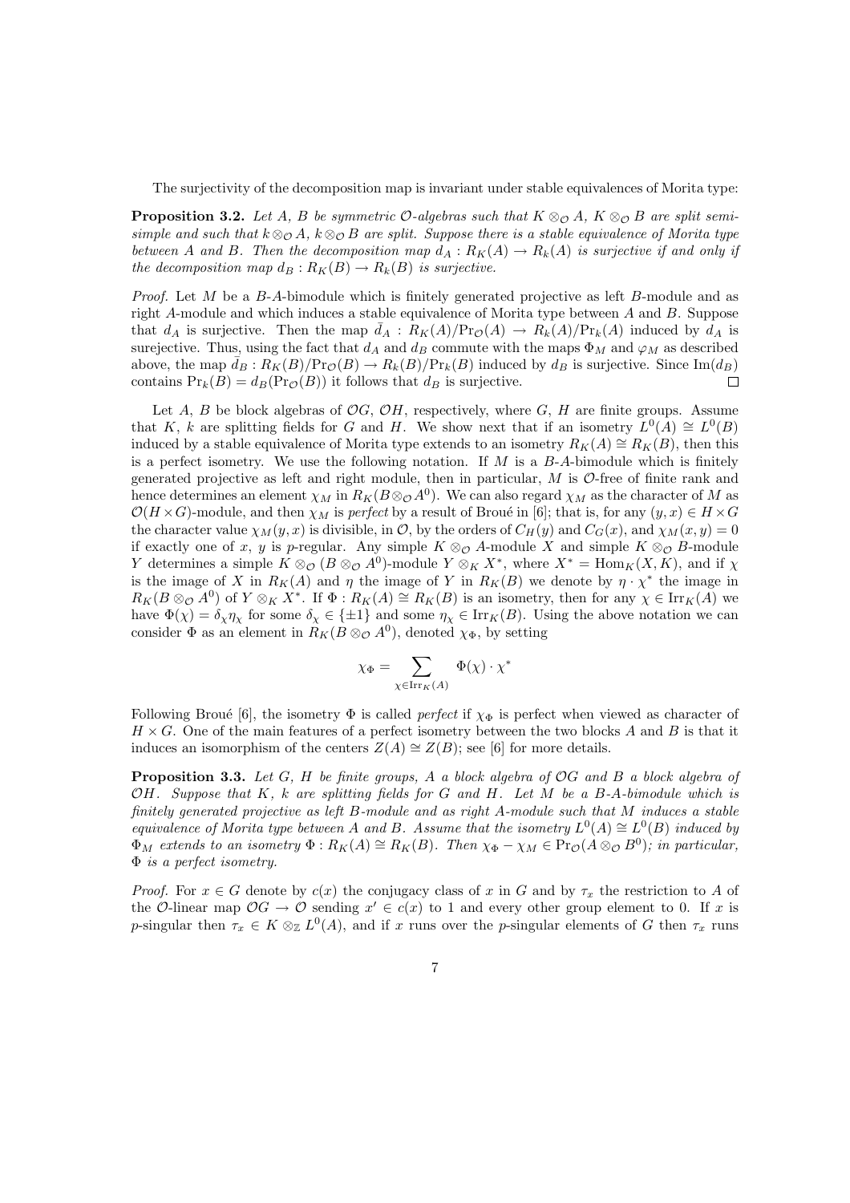The surjectivity of the decomposition map is invariant under stable equivalences of Morita type:

**Proposition 3.2.** *Let $A$, $B$ be symmetric $\mathcal{O}$-algebras such that $K \otimes_{\mathcal{O}} A$, $K \otimes_{\mathcal{O}} B$ are split semisimple and such that $k \otimes_{\mathcal{O}} A$, $k \otimes_{\mathcal{O}} B$ are split. Suppose there is a stable equivalence of Morita type between $A$ and $B$. Then the decomposition map $d_A : R_K(A) \to R_k(A)$ is surjective if and only if the decomposition map $d_B : R_K(B) \to R_k(B)$ is surjective.*

*Proof.* Let $M$ be a $B$-$A$-bimodule which is finitely generated projective as left $B$-module and as right $A$-module and which induces a stable equivalence of Morita type between $A$ and $B$. Suppose that $d_A$ is surjective. Then the map $\bar{d}_A : R_K(A)/\mathrm{Pr}_{\mathcal{O}}(A) \to R_k(A)/\mathrm{Pr}_k(A)$ induced by $d_A$ is surejective. Thus, using the fact that $d_A$ and $d_B$ commute with the maps $\Phi_M$ and $\varphi_M$ as described above, the map $\bar{d}_B : R_K(B)/\mathrm{Pr}_{\mathcal{O}}(B) \to R_k(B)/\mathrm{Pr}_k(B)$ induced by $d_B$ is surjective. Since $\mathrm{Im}(d_B)$ contains $\mathrm{Pr}_k(B) = d_B(\mathrm{Pr}_{\mathcal{O}}(B))$ it follows that $d_B$ is surjective. □

Let $A$, $B$ be block algebras of $\mathcal{O}G$, $\mathcal{O}H$, respectively, where $G$, $H$ are finite groups. Assume that $K$, $k$ are splitting fields for $G$ and $H$. We show next that if an isometry $L^0(A) \cong L^0(B)$ induced by a stable equivalence of Morita type extends to an isometry $R_K(A) \cong R_K(B)$, then this is a perfect isometry. We use the following notation. If $M$ is a $B$-$A$-bimodule which is finitely generated projective as left and right module, then in particular, $M$ is $\mathcal{O}$-free of finite rank and hence determines an element $\chi_M$ in $R_K(B \otimes_{\mathcal{O}} A^0)$. We can also regard $\chi_M$ as the character of $M$ as $\mathcal{O}(H \times G)$-module, and then $\chi_M$ is *perfect* by a result of Broué in [6]; that is, for any $(y, x) \in H \times G$ the character value $\chi_M(y, x)$ is divisible, in $\mathcal{O}$, by the orders of $C_H(y)$ and $C_G(x)$, and $\chi_M(x, y) = 0$ if exactly one of $x$, $y$ is $p$-regular. Any simple $K \otimes_{\mathcal{O}} A$-module $X$ and simple $K \otimes_{\mathcal{O}} B$-module $Y$ determines a simple $K \otimes_{\mathcal{O}} (B \otimes_{\mathcal{O}} A^0)$-module $Y \otimes_K X^*$, where $X^* = \mathrm{Hom}_K(X, K)$, and if $\chi$ is the image of $X$ in $R_K(A)$ and $\eta$ the image of $Y$ in $R_K(B)$ we denote by $\eta \cdot \chi^*$ the image in $R_K(B \otimes_{\mathcal{O}} A^0)$ of $Y \otimes_K X^*$. If $\Phi : R_K(A) \cong R_K(B)$ is an isometry, then for any $\chi \in \mathrm{Irr}_K(A)$ we have $\Phi(\chi) = \delta_\chi \eta_\chi$ for some $\delta_\chi \in \{\pm 1\}$ and some $\eta_\chi \in \mathrm{Irr}_K(B)$. Using the above notation we can consider $\Phi$ as an element in $R_K(B \otimes_{\mathcal{O}} A^0)$, denoted $\chi_\Phi$, by setting

$$\chi_\Phi = \sum_{\chi \in \mathrm{Irr}_K(A)} \Phi(\chi) \cdot \chi^*$$

Following Broué [6], the isometry $\Phi$ is called *perfect* if $\chi_\Phi$ is perfect when viewed as character of $H \times G$. One of the main features of a perfect isometry between the two blocks $A$ and $B$ is that it induces an isomorphism of the centers $Z(A) \cong Z(B)$; see [6] for more details.

**Proposition 3.3.** *Let $G$, $H$ be finite groups, $A$ a block algebra of $\mathcal{O}G$ and $B$ a block algebra of $\mathcal{O}H$. Suppose that $K$, $k$ are splitting fields for $G$ and $H$. Let $M$ be a $B$-$A$-bimodule which is finitely generated projective as left $B$-module and as right $A$-module such that $M$ induces a stable equivalence of Morita type between $A$ and $B$. Assume that the isometry $L^0(A) \cong L^0(B)$ induced by $\Phi_M$ extends to an isometry $\Phi : R_K(A) \cong R_K(B)$. Then $\chi_\Phi - \chi_M \in \mathrm{Pr}_{\mathcal{O}}(A \otimes_{\mathcal{O}} B^0)$; in particular, $\Phi$ is a perfect isometry.*

*Proof.* For $x \in G$ denote by $c(x)$ the conjugacy class of $x$ in $G$ and by $\tau_x$ the restriction to $A$ of the $\mathcal{O}$-linear map $\mathcal{O}G \to \mathcal{O}$ sending $x' \in c(x)$ to 1 and every other group element to 0. If $x$ is $p$-singular then $\tau_x \in K \otimes_{\mathbb{Z}} L^0(A)$, and if $x$ runs over the $p$-singular elements of $G$ then $\tau_x$ runs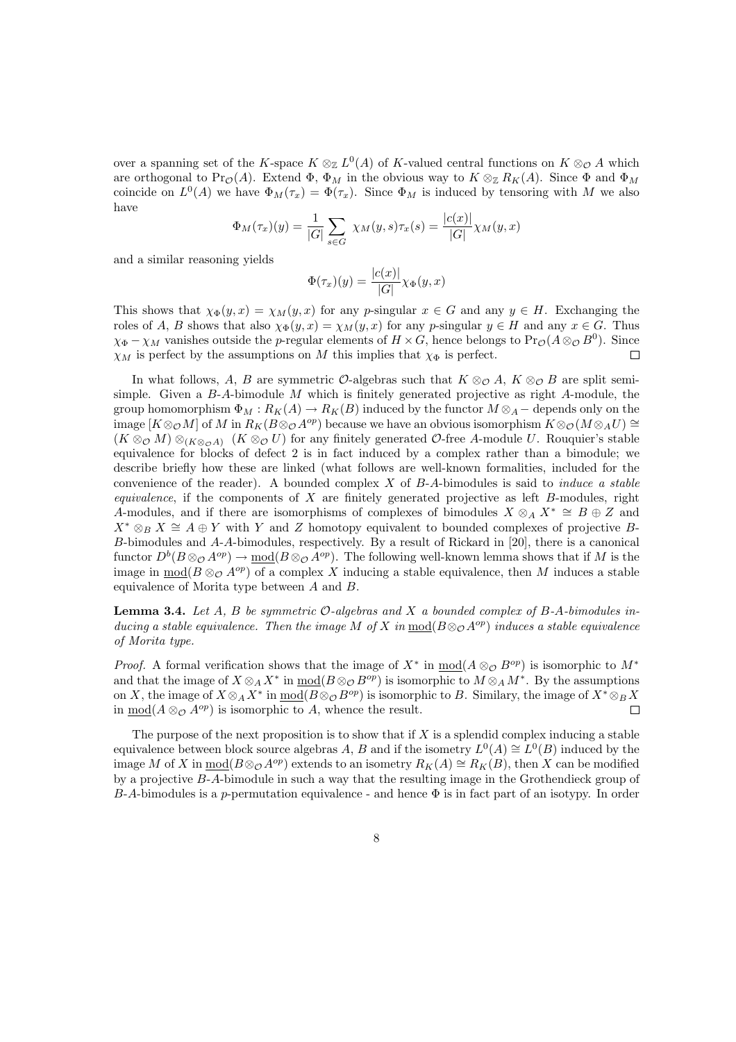over a spanning set of the $K$-space $K \otimes_{\mathbb{Z}} L^0(A)$ of $K$-valued central functions on $K \otimes_{\mathcal{O}} A$ which are orthogonal to $\mathrm{Pr}_{\mathcal{O}}(A)$. Extend $\Phi$, $\Phi_M$ in the obvious way to $K \otimes_{\mathbb{Z}} R_K(A)$. Since $\Phi$ and $\Phi_M$ coincide on $L^0(A)$ we have $\Phi_M(\tau_x) = \Phi(\tau_x)$. Since $\Phi_M$ is induced by tensoring with $M$ we also have

$$\Phi_M(\tau_x)(y) = \frac{1}{|G|} \sum_{s \in G} \chi_M(y, s) \tau_x(s) = \frac{|c(x)|}{|G|} \chi_M(y, x)$$

and a similar reasoning yields

$$\Phi(\tau_x)(y) = \frac{|c(x)|}{|G|} \chi_\Phi(y, x)$$

This shows that $\chi_\Phi(y, x) = \chi_M(y, x)$ for any $p$-singular $x \in G$ and any $y \in H$. Exchanging the roles of $A$, $B$ shows that also $\chi_\Phi(y, x) = \chi_M(y, x)$ for any $p$-singular $y \in H$ and any $x \in G$. Thus $\chi_\Phi - \chi_M$ vanishes outside the $p$-regular elements of $H \times G$, hence belongs to $\mathrm{Pr}_{\mathcal{O}}(A \otimes_{\mathcal{O}} B^0)$. Since $\chi_M$ is perfect by the assumptions on $M$ this implies that $\chi_\Phi$ is perfect. $\square$

In what follows, $A$, $B$ are symmetric $\mathcal{O}$-algebras such that $K \otimes_{\mathcal{O}} A$, $K \otimes_{\mathcal{O}} B$ are split semisimple. Given a $B$-$A$-bimodule $M$ which is finitely generated projective as right $A$-module, the group homomorphism $\Phi_M : R_K(A) \to R_K(B)$ induced by the functor $M \otimes_A -$ depends only on the image $[K \otimes_{\mathcal{O}} M]$ of $M$ in $R_K(B \otimes_{\mathcal{O}} A^{op})$ because we have an obvious isomorphism $K \otimes_{\mathcal{O}} (M \otimes_A U) \cong (K \otimes_{\mathcal{O}} M) \otimes_{(K \otimes_{\mathcal{O}} A)} (K \otimes_{\mathcal{O}} U)$ for any finitely generated $\mathcal{O}$-free $A$-module $U$. Rouquier's stable equivalence for blocks of defect 2 is in fact induced by a complex rather than a bimodule; we describe briefly how these are linked (what follows are well-known formalities, included for the convenience of the reader). A bounded complex $X$ of $B$-$A$-bimodules is said to *induce a stable equivalence*, if the components of $X$ are finitely generated projective as left $B$-modules, right $A$-modules, and if there are isomorphisms of complexes of bimodules $X \otimes_A X^* \cong B \oplus Z$ and $X^* \otimes_B X \cong A \oplus Y$ with $Y$ and $Z$ homotopy equivalent to bounded complexes of projective $B$-$B$-bimodules and $A$-$A$-bimodules, respectively. By a result of Rickard in [20], there is a canonical functor $D^b(B \otimes_{\mathcal{O}} A^{op}) \to \underline{\mathrm{mod}}(B \otimes_{\mathcal{O}} A^{op})$. The following well-known lemma shows that if $M$ is the image in $\underline{\mathrm{mod}}(B \otimes_{\mathcal{O}} A^{op})$ of a complex $X$ inducing a stable equivalence, then $M$ induces a stable equivalence of Morita type between $A$ and $B$.

**Lemma 3.4.** *Let $A$, $B$ be symmetric $\mathcal{O}$-algebras and $X$ a bounded complex of $B$-$A$-bimodules inducing a stable equivalence. Then the image $M$ of $X$ in $\underline{\mathrm{mod}}(B \otimes_{\mathcal{O}} A^{op})$ induces a stable equivalence of Morita type.*

*Proof.* A formal verification shows that the image of $X^*$ in $\underline{\mathrm{mod}}(A \otimes_{\mathcal{O}} B^{op})$ is isomorphic to $M^*$ and that the image of $X \otimes_A X^*$ in $\underline{\mathrm{mod}}(B \otimes_{\mathcal{O}} B^{op})$ is isomorphic to $M \otimes_A M^*$. By the assumptions on $X$, the image of $X \otimes_A X^*$ in $\underline{\mathrm{mod}}(B \otimes_{\mathcal{O}} B^{op})$ is isomorphic to $B$. Similary, the image of $X^* \otimes_B X$ in $\underline{\mathrm{mod}}(A \otimes_{\mathcal{O}} A^{op})$ is isomorphic to $A$, whence the result. $\square$

The purpose of the next proposition is to show that if $X$ is a splendid complex inducing a stable equivalence between block source algebras $A$, $B$ and if the isometry $L^0(A) \cong L^0(B)$ induced by the image $M$ of $X$ in $\underline{\mathrm{mod}}(B \otimes_{\mathcal{O}} A^{op})$ extends to an isometry $R_K(A) \cong R_K(B)$, then $X$ can be modified by a projective $B$-$A$-bimodule in such a way that the resulting image in the Grothendieck group of $B$-$A$-bimodules is a $p$-permutation equivalence - and hence $\Phi$ is in fact part of an isotypy. In order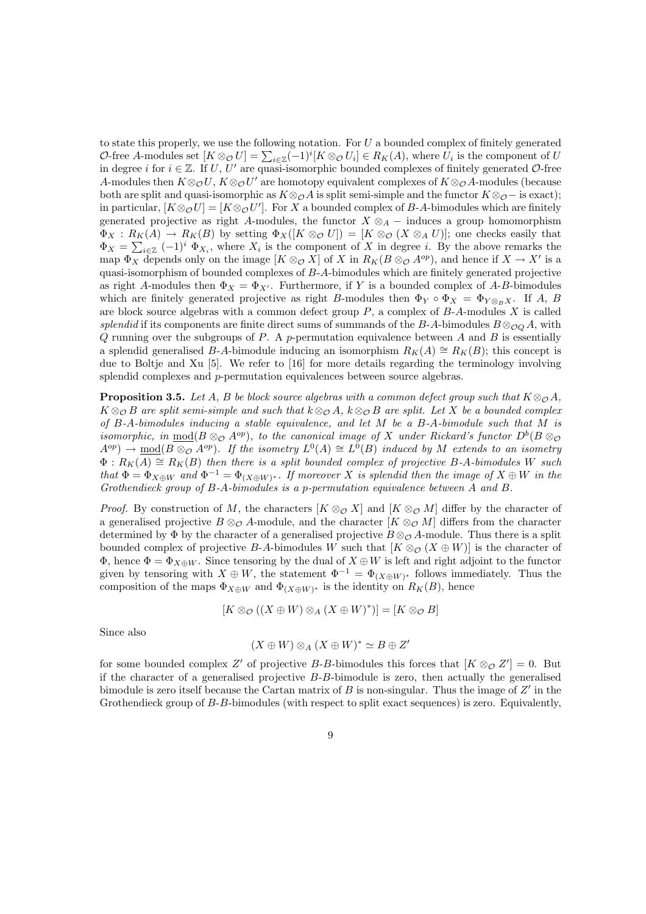to state this properly, we use the following notation. For $U$ a bounded complex of finitely generated $\mathcal{O}$-free $A$-modules set $[K \otimes_{\mathcal{O}} U] = \sum_{i \in \mathbb{Z}} (-1)^i [K \otimes_{\mathcal{O}} U_i] \in R_K(A)$, where $U_i$ is the component of $U$ in degree $i$ for $i \in \mathbb{Z}$. If $U$, $U'$ are quasi-isomorphic bounded complexes of finitely generated $\mathcal{O}$-free $A$-modules then $K \otimes_{\mathcal{O}} U$, $K \otimes_{\mathcal{O}} U'$ are homotopy equivalent complexes of $K \otimes_{\mathcal{O}} A$-modules (because both are split and quasi-isomorphic as $K \otimes_{\mathcal{O}} A$ is split semi-simple and the functor $K \otimes_{\mathcal{O}} -$ is exact); in particular, $[K \otimes_{\mathcal{O}} U] = [K \otimes_{\mathcal{O}} U']$. For $X$ a bounded complex of $B$-$A$-bimodules which are finitely generated projective as right $A$-modules, the functor $X \otimes_A -$ induces a group homomorphism $\Phi_X : R_K(A) \to R_K(B)$ by setting $\Phi_X([K \otimes_{\mathcal{O}} U]) = [K \otimes_{\mathcal{O}} (X \otimes_A U)]$; one checks easily that $\Phi_X = \sum_{i \in \mathbb{Z}} (-1)^i \Phi_{X_i}$, where $X_i$ is the component of $X$ in degree $i$. By the above remarks the map $\Phi_X$ depends only on the image $[K \otimes_{\mathcal{O}} X]$ of $X$ in $R_K(B \otimes_{\mathcal{O}} A^{op})$, and hence if $X \to X'$ is a quasi-isomorphism of bounded complexes of $B$-$A$-bimodules which are finitely generated projective as right $A$-modules then $\Phi_X = \Phi_{X'}$. Furthermore, if $Y$ is a bounded complex of $A$-$B$-bimodules which are finitely generated projective as right $B$-modules then $\Phi_Y \circ \Phi_X = \Phi_{Y \otimes_B X}$. If $A$, $B$ are block source algebras with a common defect group $P$, a complex of $B$-$A$-modules $X$ is called *splendid* if its components are finite direct sums of summands of the $B$-$A$-bimodules $B \otimes_{\mathcal{O}Q} A$, with $Q$ running over the subgroups of $P$. A $p$-permutation equivalence between $A$ and $B$ is essentially a splendid generalised $B$-$A$-bimodule inducing an isomorphism $R_K(A) \cong R_K(B)$; this concept is due to Boltje and Xu [5]. We refer to [16] for more details regarding the terminology involving splendid complexes and $p$-permutation equivalences between source algebras.

**Proposition 3.5.** *Let $A$, $B$ be block source algebras with a common defect group such that $K \otimes_{\mathcal{O}} A$, $K \otimes_{\mathcal{O}} B$ are split semi-simple and such that $k \otimes_{\mathcal{O}} A$, $k \otimes_{\mathcal{O}} B$ are split. Let $X$ be a bounded complex of $B$-$A$-bimodules inducing a stable equivalence, and let $M$ be a $B$-$A$-bimodule such that $M$ is isomorphic, in $\underline{\mathrm{mod}}(B \otimes_{\mathcal{O}} A^{op})$, to the canonical image of $X$ under Rickard's functor $D^b(B \otimes_{\mathcal{O}} A^{op}) \to \underline{\mathrm{mod}}(B \otimes_{\mathcal{O}} A^{op})$. If the isometry $L^0(A) \cong L^0(B)$ induced by $M$ extends to an isometry $\Phi : R_K(A) \cong R_K(B)$ then there is a split bounded complex of projective $B$-$A$-bimodules $W$ such that $\Phi = \Phi_{X \oplus W}$ and $\Phi^{-1} = \Phi_{(X \oplus W)^*}$. If moreover $X$ is splendid then the image of $X \oplus W$ in the Grothendieck group of $B$-$A$-bimodules is a $p$-permutation equivalence between $A$ and $B$.*

*Proof.* By construction of $M$, the characters $[K \otimes_{\mathcal{O}} X]$ and $[K \otimes_{\mathcal{O}} M]$ differ by the character of a generalised projective $B \otimes_{\mathcal{O}} A$-module, and the character $[K \otimes_{\mathcal{O}} M]$ differs from the character determined by $\Phi$ by the character of a generalised projective $B \otimes_{\mathcal{O}} A$-module. Thus there is a split bounded complex of projective $B$-$A$-bimodules $W$ such that $[K \otimes_{\mathcal{O}} (X \oplus W)]$ is the character of $\Phi$, hence $\Phi = \Phi_{X \oplus W}$. Since tensoring by the dual of $X \oplus W$ is left and right adjoint to the functor given by tensoring with $X \oplus W$, the statement $\Phi^{-1} = \Phi_{(X \oplus W)^*}$ follows immediately. Thus the composition of the maps $\Phi_{X \oplus W}$ and $\Phi_{(X \oplus W)^*}$ is the identity on $R_K(B)$, hence

$$[K \otimes_{\mathcal{O}} ((X \oplus W) \otimes_A (X \oplus W)^*)] = [K \otimes_{\mathcal{O}} B]$$

Since also

$$(X \oplus W) \otimes_A (X \oplus W)^* \simeq B \oplus Z'$$

for some bounded complex $Z'$ of projective $B$-$B$-bimodules this forces that $[K \otimes_{\mathcal{O}} Z'] = 0$. But if the character of a generalised projective $B$-$B$-bimodule is zero, then actually the generalised bimodule is zero itself because the Cartan matrix of $B$ is non-singular. Thus the image of $Z'$ in the Grothendieck group of $B$-$B$-bimodules (with respect to split exact sequences) is zero. Equivalently,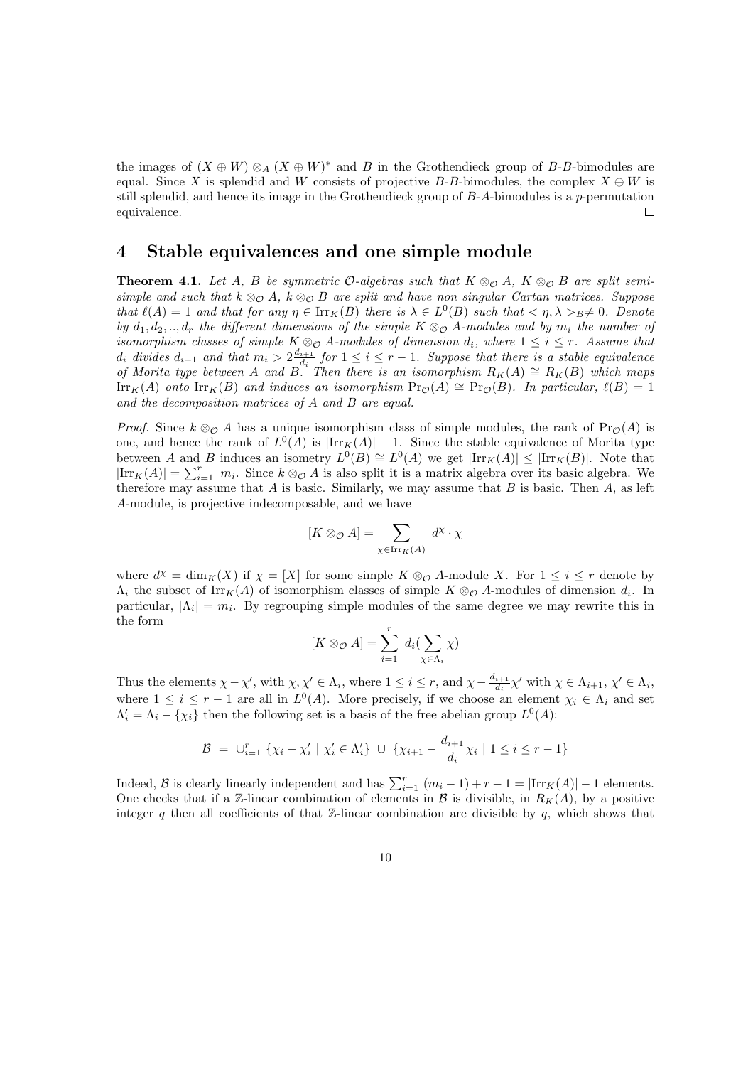the images of $(X \oplus W) \otimes_A (X \oplus W)^*$ and $B$ in the Grothendieck group of $B$-$B$-bimodules are equal. Since $X$ is splendid and $W$ consists of projective $B$-$B$-bimodules, the complex $X \oplus W$ is still splendid, and hence its image in the Grothendieck group of $B$-$A$-bimodules is a $p$-permutation equivalence. □

# 4 Stable equivalences and one simple module

**Theorem 4.1.** *Let $A$, $B$ be symmetric $\mathcal{O}$-algebras such that $K \otimes_{\mathcal{O}} A$, $K \otimes_{\mathcal{O}} B$ are split semisimple and such that $k \otimes_{\mathcal{O}} A$, $k \otimes_{\mathcal{O}} B$ are split and have non singular Cartan matrices. Suppose that $\ell(A) = 1$ and that for any $\eta \in \mathrm{Irr}_K(B)$ there is $\lambda \in L^0(B)$ such that $< \eta, \lambda >_B \neq 0$. Denote by $d_1, d_2, .., d_r$ the different dimensions of the simple $K \otimes_{\mathcal{O}} A$-modules and by $m_i$ the number of isomorphism classes of simple $K \otimes_{\mathcal{O}} A$-modules of dimension $d_i$, where $1 \leq i \leq r$. Assume that $d_i$ divides $d_{i+1}$ and that $m_i > 2\frac{d_{i+1}}{d_i}$ for $1 \leq i \leq r-1$. Suppose that there is a stable equivalence of Morita type between $A$ and $B$. Then there is an isomorphism $R_K(A) \cong R_K(B)$ which maps $\mathrm{Irr}_K(A)$ onto $\mathrm{Irr}_K(B)$ and induces an isomorphism $\mathrm{Pr}_{\mathcal{O}}(A) \cong \mathrm{Pr}_{\mathcal{O}}(B)$. In particular, $\ell(B) = 1$ and the decomposition matrices of $A$ and $B$ are equal.*

*Proof.* Since $k \otimes_{\mathcal{O}} A$ has a unique isomorphism class of simple modules, the rank of $\mathrm{Pr}_{\mathcal{O}}(A)$ is one, and hence the rank of $L^0(A)$ is $|\mathrm{Irr}_K(A)| - 1$. Since the stable equivalence of Morita type between $A$ and $B$ induces an isometry $L^0(B) \cong L^0(A)$ we get $|\mathrm{Irr}_K(A)| \leq |\mathrm{Irr}_K(B)|$. Note that $|\mathrm{Irr}_K(A)| = \sum_{i=1}^r m_i$. Since $k \otimes_{\mathcal{O}} A$ is also split it is a matrix algebra over its basic algebra. We therefore may assume that $A$ is basic. Similarly, we may assume that $B$ is basic. Then $A$, as left $A$-module, is projective indecomposable, and we have

$$[K \otimes_{\mathcal{O}} A] = \sum_{\chi \in \mathrm{Irr}_K(A)} d^\chi \cdot \chi$$

where $d^\chi = \dim_K(X)$ if $\chi = [X]$ for some simple $K \otimes_{\mathcal{O}} A$-module $X$. For $1 \leq i \leq r$ denote by $\Lambda_i$ the subset of $\mathrm{Irr}_K(A)$ of isomorphism classes of simple $K \otimes_{\mathcal{O}} A$-modules of dimension $d_i$. In particular, $|\Lambda_i| = m_i$. By regrouping simple modules of the same degree we may rewrite this in the form

$$[K \otimes_{\mathcal{O}} A] = \sum_{i=1}^{r} d_i (\sum_{\chi \in \Lambda_i} \chi)$$

Thus the elements $\chi - \chi'$, with $\chi, \chi' \in \Lambda_i$, where $1 \leq i \leq r$, and $\chi - \frac{d_{i+1}}{d_i}\chi'$ with $\chi \in \Lambda_{i+1}$, $\chi' \in \Lambda_i$, where $1 \leq i \leq r-1$ are all in $L^0(A)$. More precisely, if we choose an element $\chi_i \in \Lambda_i$ and set $\Lambda_i' = \Lambda_i - \{\chi_i\}$ then the following set is a basis of the free abelian group $L^0(A)$:

$$\mathcal{B} \ = \ \cup_{i=1}^r \ \{\chi_i - \chi_i' \mid \chi_i' \in \Lambda_i'\} \ \cup \ \{\chi_{i+1} - \frac{d_{i+1}}{d_i}\chi_i \mid 1 \leq i \leq r-1\}$$

Indeed, $\mathcal{B}$ is clearly linearly independent and has $\sum_{i=1}^r (m_i - 1) + r - 1 = |\mathrm{Irr}_K(A)| - 1$ elements. One checks that if a $\mathbb{Z}$-linear combination of elements in $\mathcal{B}$ is divisible, in $R_K(A)$, by a positive integer $q$ then all coefficients of that $\mathbb{Z}$-linear combination are divisible by $q$, which shows that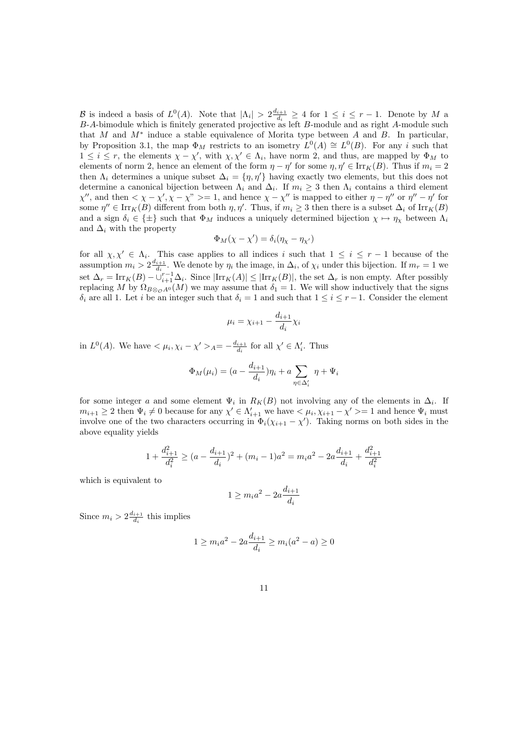$\mathcal{B}$ is indeed a basis of $L^0(A)$. Note that $|\Lambda_i| > 2\frac{d_{i+1}}{d_i} \geq 4$ for $1 \leq i \leq r-1$. Denote by $M$ a $B$-$A$-bimodule which is finitely generated projective as left $B$-module and as right $A$-module such that $M$ and $M^*$ induce a stable equivalence of Morita type between $A$ and $B$. In particular, by Proposition 3.1, the map $\Phi_M$ restricts to an isometry $L^0(A) \cong L^0(B)$. For any $i$ such that $1 \leq i \leq r$, the elements $\chi - \chi'$, with $\chi, \chi' \in \Lambda_i$, have norm 2, and thus, are mapped by $\Phi_M$ to elements of norm 2, hence an element of the form $\eta - \eta'$ for some $\eta, \eta' \in \mathrm{Irr}_K(B)$. Thus if $m_i = 2$ then $\Lambda_i$ determines a unique subset $\Delta_i = \{\eta, \eta'\}$ having exactly two elements, but this does not determine a canonical bijection between $\Lambda_i$ and $\Delta_i$. If $m_i \geq 3$ then $\Lambda_i$ contains a third element $\chi''$, and then $<\chi - \chi', \chi - \chi''>= 1$, and hence $\chi - \chi''$ is mapped to either $\eta - \eta''$ or $\eta'' - \eta'$ for some $\eta'' \in \mathrm{Irr}_K(B)$ different from both $\eta, \eta'$. Thus, if $m_i \geq 3$ then there is a subset $\Delta_i$ of $\mathrm{Irr}_K(B)$ and a sign $\delta_i \in \{\pm\}$ such that $\Phi_M$ induces a uniquely determined bijection $\chi \mapsto \eta_\chi$ between $\Lambda_i$ and $\Delta_i$ with the property

$$\Phi_M(\chi - \chi') = \delta_i(\eta_\chi - \eta_{\chi'})$$

for all $\chi, \chi' \in \Lambda_i$. This case applies to all indices $i$ such that $1 \leq i \leq r-1$ because of the assumption $m_i > 2\frac{d_{i+1}}{d_i}$. We denote by $\eta_i$ the image, in $\Delta_i$, of $\chi_i$ under this bijection. If $m_r = 1$ we set $\Delta_r = \mathrm{Irr}_K(B) - \cup_{i+1}^{r-1}\Delta_i$. Since $|\mathrm{Irr}_K(A)| \leq |\mathrm{Irr}_K(B)|$, the set $\Delta_r$ is non empty. After possibly replacing $M$ by $\Omega_{B\otimes_\mathcal{O} A^0}(M)$ we may assume that $\delta_1 = 1$. We will show inductively that the signs $\delta_i$ are all 1. Let $i$ be an integer such that $\delta_i = 1$ and such that $1 \leq i \leq r-1$. Consider the element

$$\mu_i = \chi_{i+1} - \frac{d_{i+1}}{d_i}\chi_i$$

in $L^0(A)$. We have $<\mu_i, \chi_i - \chi'>_A = -\frac{d_{i+1}}{d_i}$ for all $\chi' \in \Lambda_i'$. Thus

$$\Phi_M(\mu_i) = (a - \frac{d_{i+1}}{d_i})\eta_i + a\sum_{\eta \in \Delta_i'} \eta + \Psi_i$$

for some integer $a$ and some element $\Psi_i$ in $R_K(B)$ not involving any of the elements in $\Delta_i$. If $m_{i+1} \geq 2$ then $\Psi_i \neq 0$ because for any $\chi' \in \Lambda_{i+1}'$ we have $<\mu_i, \chi_{i+1} - \chi'>= 1$ and hence $\Psi_i$ must involve one of the two characters occurring in $\Phi_i(\chi_{i+1} - \chi')$. Taking norms on both sides in the above equality yields

$$1 + \frac{d_{i+1}^2}{d_i^2} \geq (a - \frac{d_{i+1}}{d_i})^2 + (m_i - 1)a^2 = m_i a^2 - 2a\frac{d_{i+1}}{d_i} + \frac{d_{i+1}^2}{d_i^2}$$

which is equivalent to

$$1 \geq m_i a^2 - 2a\frac{d_{i+1}}{d_i}$$

Since $m_i > 2\frac{d_{i+1}}{d_i}$ this implies

$$1 \geq m_i a^2 - 2a\frac{d_{i+1}}{d_i} \geq m_i(a^2 - a) \geq 0$$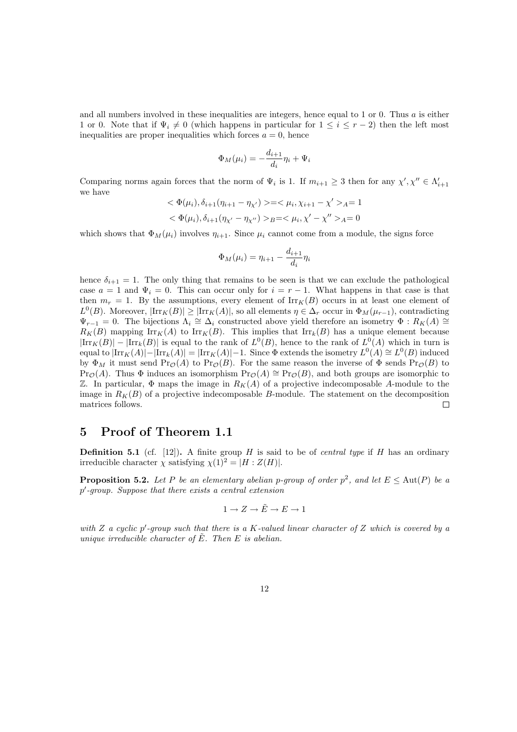and all numbers involved in these inequalities are integers, hence equal to 1 or 0. Thus $a$ is either 1 or 0. Note that if $\Psi_i \neq 0$ (which happens in particular for $1 \leq i \leq r-2$) then the left most inequalities are proper inequalities which forces $a = 0$, hence

$$\Phi_M(\mu_i) = -\frac{d_{i+1}}{d_i}\eta_i + \Psi_i$$

Comparing norms again forces that the norm of $\Psi_i$ is 1. If $m_{i+1} \geq 3$ then for any $\chi', \chi'' \in \Lambda'_{i+1}$ we have

$$< \Phi(\mu_i), \delta_{i+1}(\eta_{i+1} - \eta_{\chi'}) >=< \mu_i, \chi_{i+1} - \chi' >_A = 1$$

$$< \Phi(\mu_i), \delta_{i+1}(\eta_{\chi'} - \eta_{\chi''}) >_B =< \mu_i, \chi' - \chi'' >_A = 0$$

which shows that $\Phi_M(\mu_i)$ involves $\eta_{i+1}$. Since $\mu_i$ cannot come from a module, the signs force

$$\Phi_M(\mu_i) = \eta_{i+1} - \frac{d_{i+1}}{d_i}\eta_i$$

hence $\delta_{i+1} = 1$. The only thing that remains to be seen is that we can exclude the pathological case $a = 1$ and $\Psi_i = 0$. This can occur only for $i = r-1$. What happens in that case is that then $m_r = 1$. By the assumptions, every element of $\mathrm{Irr}_K(B)$ occurs in at least one element of $L^0(B)$. Moreover, $|\mathrm{Irr}_K(B)| \geq |\mathrm{Irr}_K(A)|$, so all elements $\eta \in \Delta_r$ occur in $\Phi_M(\mu_{r-1})$, contradicting $\Psi_{r-1} = 0$. The bijections $\Lambda_i \cong \Delta_i$ constructed above yield therefore an isometry $\Phi : R_K(A) \cong R_K(B)$ mapping $\mathrm{Irr}_K(A)$ to $\mathrm{Irr}_K(B)$. This implies that $\mathrm{Irr}_k(B)$ has a unique element because $|\mathrm{Irr}_K(B)| - |\mathrm{Irr}_k(B)|$ is equal to the rank of $L^0(B)$, hence to the rank of $L^0(A)$ which in turn is equal to $|\mathrm{Irr}_K(A)| - |\mathrm{Irr}_k(A)| = |\mathrm{Irr}_K(A)| - 1$. Since $\Phi$ extends the isometry $L^0(A) \cong L^0(B)$ induced by $\Phi_M$ it must send $\mathrm{Pr}_\mathcal{O}(A)$ to $\mathrm{Pr}_\mathcal{O}(B)$. For the same reason the inverse of $\Phi$ sends $\mathrm{Pr}_\mathcal{O}(B)$ to $\mathrm{Pr}_\mathcal{O}(A)$. Thus $\Phi$ induces an isomorphism $\mathrm{Pr}_\mathcal{O}(A) \cong \mathrm{Pr}_\mathcal{O}(B)$, and both groups are isomorphic to $\mathbb{Z}$. In particular, $\Phi$ maps the image in $R_K(A)$ of a projective indecomposable $A$-module to the image in $R_K(B)$ of a projective indecomposable $B$-module. The statement on the decomposition matrices follows. $\square$

## 5 Proof of Theorem 1.1

**Definition 5.1** (cf. [12]). A finite group $H$ is said to be of *central type* if $H$ has an ordinary irreducible character $\chi$ satisfying $\chi(1)^2 = |H : Z(H)|$.

**Proposition 5.2.** *Let $P$ be an elementary abelian $p$-group of order $p^2$, and let $E \leq \mathrm{Aut}(P)$ be a $p'$-group. Suppose that there exists a central extension*

$$1 \to Z \to \tilde{E} \to E \to 1$$

*with $Z$ a cyclic $p'$-group such that there is a $K$-valued linear character of $Z$ which is covered by a unique irreducible character of $\tilde{E}$. Then $E$ is abelian.*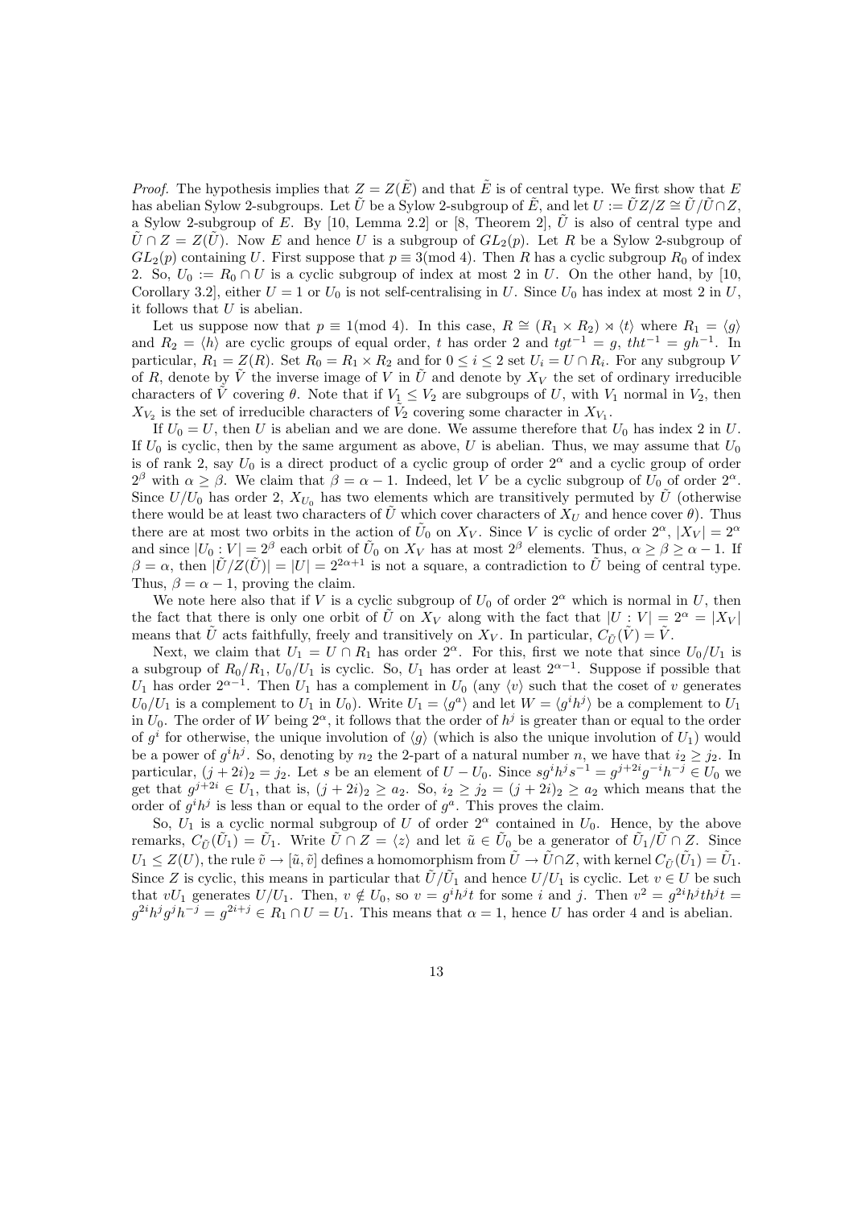*Proof.* The hypothesis implies that $Z = Z(\tilde{E})$ and that $\tilde{E}$ is of central type. We first show that $E$ has abelian Sylow 2-subgroups. Let $\tilde{U}$ be a Sylow 2-subgroup of $\tilde{E}$, and let $U := \tilde{U}Z/Z \cong \tilde{U}/\tilde{U} \cap Z$, a Sylow 2-subgroup of $E$. By [10, Lemma 2.2] or [8, Theorem 2], $\tilde{U}$ is also of central type and $\tilde{U} \cap Z = Z(\tilde{U})$. Now $E$ and hence $U$ is a subgroup of $GL_2(p)$. Let $R$ be a Sylow 2-subgroup of $GL_2(p)$ containing $U$. First suppose that $p \equiv 3 (\text{mod } 4)$. Then $R$ has a cyclic subgroup $R_0$ of index 2. So, $U_0 := R_0 \cap U$ is a cyclic subgroup of index at most 2 in $U$. On the other hand, by [10, Corollary 3.2], either $U = 1$ or $U_0$ is not self-centralising in $U$. Since $U_0$ has index at most 2 in $U$, it follows that $U$ is abelian.

Let us suppose now that $p \equiv 1 (\text{mod } 4)$. In this case, $R \cong (R_1 \times R_2) \rtimes \langle t \rangle$ where $R_1 = \langle g \rangle$ and $R_2 = \langle h \rangle$ are cyclic groups of equal order, $t$ has order 2 and $tgt^{-1} = g$, $tht^{-1} = gh^{-1}$. In particular, $R_1 = Z(R)$. Set $R_0 = R_1 \times R_2$ and for $0 \leq i \leq 2$ set $U_i = U \cap R_i$. For any subgroup $V$ of $R$, denote by $\tilde{V}$ the inverse image of $V$ in $\tilde{U}$ and denote by $X_V$ the set of ordinary irreducible characters of $\tilde{V}$ covering $\theta$. Note that if $V_1 \leq V_2$ are subgroups of $U$, with $V_1$ normal in $V_2$, then $X_{V_2}$ is the set of irreducible characters of $\tilde{V}_2$ covering some character in $X_{V_1}$.

If $U_0 = U$, then $U$ is abelian and we are done. We assume therefore that $U_0$ has index 2 in $U$. If $U_0$ is cyclic, then by the same argument as above, $U$ is abelian. Thus, we may assume that $U_0$ is of rank 2, say $U_0$ is a direct product of a cyclic group of order $2^\alpha$ and a cyclic group of order $2^\beta$ with $\alpha \geq \beta$. We claim that $\beta = \alpha - 1$. Indeed, let $V$ be a cyclic subgroup of $U_0$ of order $2^\alpha$. Since $U/U_0$ has order 2, $X_{U_0}$ has two elements which are transitively permuted by $\tilde{U}$ (otherwise there would be at least two characters of $\tilde{U}$ which cover characters of $X_U$ and hence cover $\theta$). Thus there are at most two orbits in the action of $\tilde{U}_0$ on $X_V$. Since $V$ is cyclic of order $2^\alpha$, $|X_V| = 2^\alpha$ and since $|U_0 : V| = 2^\beta$ each orbit of $\tilde{U}_0$ on $X_V$ has at most $2^\beta$ elements. Thus, $\alpha \geq \beta \geq \alpha - 1$. If $\beta = \alpha$, then $|\tilde{U}/Z(\tilde{U})| = |U| = 2^{2\alpha+1}$ is not a square, a contradiction to $\tilde{U}$ being of central type. Thus, $\beta = \alpha - 1$, proving the claim.

We note here also that if $V$ is a cyclic subgroup of $U_0$ of order $2^\alpha$ which is normal in $U$, then the fact that there is only one orbit of $\tilde{U}$ on $X_V$ along with the fact that $|U : V| = 2^\alpha = |X_V|$ means that $\tilde{U}$ acts faithfully, freely and transitively on $X_V$. In particular, $C_{\tilde{U}}(\tilde{V}) = \tilde{V}$.

Next, we claim that $U_1 = U \cap R_1$ has order $2^\alpha$. For this, first we note that since $U_0/U_1$ is a subgroup of $R_0/R_1$, $U_0/U_1$ is cyclic. So, $U_1$ has order at least $2^{\alpha-1}$. Suppose if possible that $U_1$ has order $2^{\alpha-1}$. Then $U_1$ has a complement in $U_0$ (any $\langle v \rangle$ such that the coset of $v$ generates $U_0/U_1$ is a complement to $U_1$ in $U_0$). Write $U_1 = \langle g^a \rangle$ and let $W = \langle g^i h^j \rangle$ be a complement to $U_1$ in $U_0$. The order of $W$ being $2^\alpha$, it follows that the order of $h^j$ is greater than or equal to the order of $g^i$ for otherwise, the unique involution of $\langle g \rangle$ (which is also the unique involution of $U_1$) would be a power of $g^i h^j$. So, denoting by $n_2$ the 2-part of a natural number $n$, we have that $i_2 \geq j_2$. In particular, $(j + 2i)_2 = j_2$. Let $s$ be an element of $U - U_0$. Since $sg^i h^j s^{-1} = g^{j+2i} g^{-i} h^{-j} \in U_0$ we get that $g^{j+2i} \in U_1$, that is, $(j + 2i)_2 \geq a_2$. So, $i_2 \geq j_2 = (j + 2i)_2 \geq a_2$ which means that the order of $g^i h^j$ is less than or equal to the order of $g^a$. This proves the claim.

So, $U_1$ is a cyclic normal subgroup of $U$ of order $2^\alpha$ contained in $U_0$. Hence, by the above remarks, $C_{\tilde{U}}(\tilde{U}_1) = \tilde{U}_1$. Write $\tilde{U} \cap Z = \langle z \rangle$ and let $\tilde{u} \in \tilde{U}_0$ be a generator of $\tilde{U}_1/\tilde{U} \cap Z$. Since $U_1 \leq Z(U)$, the rule $\tilde{v} \to [\tilde{u}, \tilde{v}]$ defines a homomorphism from $\tilde{U} \to \tilde{U} \cap Z$, with kernel $C_{\tilde{U}}(\tilde{U}_1) = \tilde{U}_1$. Since $Z$ is cyclic, this means in particular that $\tilde{U}/\tilde{U}_1$ and hence $U/U_1$ is cyclic. Let $v \in U$ be such that $vU_1$ generates $U/U_1$. Then, $v \notin U_0$, so $v = g^i h^j t$ for some $i$ and $j$. Then $v^2 = g^{2i} h^j t h^j t = g^{2i} h^j g^j h^{-j} = g^{2i+j} \in R_1 \cap U = U_1$. This means that $\alpha = 1$, hence $U$ has order 4 and is abelian.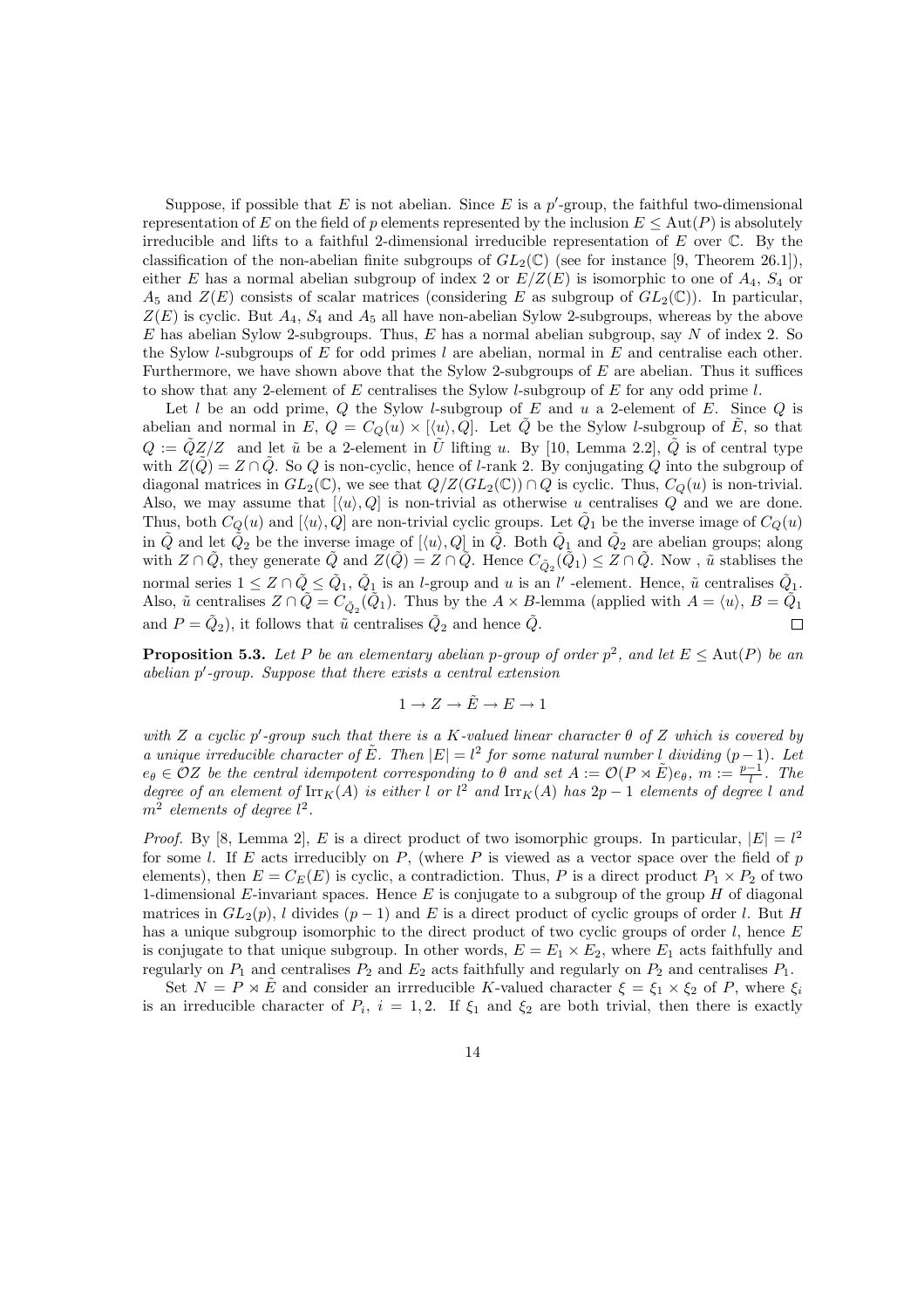Suppose, if possible that $E$ is not abelian. Since $E$ is a $p'$-group, the faithful two-dimensional representation of $E$ on the field of $p$ elements represented by the inclusion $E \leq \mathrm{Aut}(P)$ is absolutely irreducible and lifts to a faithful 2-dimensional irreducible representation of $E$ over $\mathbb{C}$. By the classification of the non-abelian finite subgroups of $GL_2(\mathbb{C})$ (see for instance [9, Theorem 26.1]), either $E$ has a normal abelian subgroup of index 2 or $E/Z(E)$ is isomorphic to one of $A_4$, $S_4$ or $A_5$ and $Z(E)$ consists of scalar matrices (considering $E$ as subgroup of $GL_2(\mathbb{C})$). In particular, $Z(E)$ is cyclic. But $A_4$, $S_4$ and $A_5$ all have non-abelian Sylow 2-subgroups, whereas by the above $E$ has abelian Sylow 2-subgroups. Thus, $E$ has a normal abelian subgroup, say $N$ of index 2. So the Sylow $l$-subgroups of $E$ for odd primes $l$ are abelian, normal in $E$ and centralise each other. Furthermore, we have shown above that the Sylow 2-subgroups of $E$ are abelian. Thus it suffices to show that any 2-element of $E$ centralises the Sylow $l$-subgroup of $E$ for any odd prime $l$.

Let $l$ be an odd prime, $Q$ the Sylow $l$-subgroup of $E$ and $u$ a 2-element of $E$. Since $Q$ is abelian and normal in $E$, $Q = C_Q(u) \times [\langle u\rangle, Q]$. Let $\tilde{Q}$ be the Sylow $l$-subgroup of $\tilde{E}$, so that $Q := \tilde{Q}Z/Z$ and let $\tilde{u}$ be a 2-element in $\tilde{U}$ lifting $u$. By [10, Lemma 2.2], $\tilde{Q}$ is of central type with $Z(\tilde{Q}) = Z \cap \tilde{Q}$. So $Q$ is non-cyclic, hence of $l$-rank 2. By conjugating $Q$ into the subgroup of diagonal matrices in $GL_2(\mathbb{C})$, we see that $Q/Z(GL_2(\mathbb{C})) \cap Q$ is cyclic. Thus, $C_Q(u)$ is non-trivial. Also, we may assume that $[\langle u\rangle, Q]$ is non-trivial as otherwise $u$ centralises $Q$ and we are done. Thus, both $C_Q(u)$ and $[\langle u\rangle, Q]$ are non-trivial cyclic groups. Let $\tilde{Q}_1$ be the inverse image of $C_Q(u)$ in $\tilde{Q}$ and let $\tilde{Q}_2$ be the inverse image of $[\langle u\rangle, Q]$ in $\tilde{Q}$. Both $\tilde{Q}_1$ and $\tilde{Q}_2$ are abelian groups; along with $Z \cap \tilde{Q}$, they generate $\tilde{Q}$ and $Z(\tilde{Q}) = Z \cap \tilde{Q}$. Hence $C_{\tilde{Q}_2}(\tilde{Q}_1) \leq Z \cap \tilde{Q}$. Now , $\tilde{u}$ stablises the normal series $1 \leq Z \cap \tilde{Q} \leq \tilde{Q}_1$, $\tilde{Q}_1$ is an $l$-group and $u$ is an $l'$ -element. Hence, $\tilde{u}$ centralises $\tilde{Q}_1$. Also, $\tilde{u}$ centralises $Z \cap \tilde{Q} = C_{\tilde{Q}_2}(\tilde{Q}_1)$. Thus by the $A \times B$-lemma (applied with $A = \langle u\rangle$, $B = \tilde{Q}_1$ and $P = \tilde{Q}_2$), it follows that $\tilde{u}$ centralises $\tilde{Q}_2$ and hence $\tilde{Q}$. □

**Proposition 5.3.** *Let $P$ be an elementary abelian $p$-group of order $p^2$, and let $E \leq \mathrm{Aut}(P)$ be an abelian $p'$-group. Suppose that there exists a central extension*

$$1 \to Z \to \tilde{E} \to E \to 1$$

*with $Z$ a cyclic $p'$-group such that there is a $K$-valued linear character $\theta$ of $Z$ which is covered by a unique irreducible character of $\tilde{E}$. Then $|E| = l^2$ for some natural number $l$ dividing $(p-1)$. Let $e_\theta \in \mathcal{O}Z$ be the central idempotent corresponding to $\theta$ and set $A := \mathcal{O}(P \rtimes \tilde{E})e_\theta$, $m := \frac{p-1}{l}$. The degree of an element of $\mathrm{Irr}_K(A)$ is either $l$ or $l^2$ and $\mathrm{Irr}_K(A)$ has $2p-1$ elements of degree $l$ and $m^2$ elements of degree $l^2$.*

*Proof.* By [8, Lemma 2], $E$ is a direct product of two isomorphic groups. In particular, $|E| = l^2$ for some $l$. If $E$ acts irreducibly on $P$, (where $P$ is viewed as a vector space over the field of $p$ elements), then $E = C_E(E)$ is cyclic, a contradiction. Thus, $P$ is a direct product $P_1 \times P_2$ of two 1-dimensional $E$-invariant spaces. Hence $E$ is conjugate to a subgroup of the group $H$ of diagonal matrices in $GL_2(p)$, $l$ divides $(p-1)$ and $E$ is a direct product of cyclic groups of order $l$. But $H$ has a unique subgroup isomorphic to the direct product of two cyclic groups of order $l$, hence $E$ is conjugate to that unique subgroup. In other words, $E = E_1 \times E_2$, where $E_1$ acts faithfully and regularly on $P_1$ and centralises $P_2$ and $E_2$ acts faithfully and regularly on $P_2$ and centralises $P_1$.

Set $N = P \rtimes \tilde{E}$ and consider an irrreducible $K$-valued character $\xi = \xi_1 \times \xi_2$ of $P$, where $\xi_i$ is an irreducible character of $P_i$, $i = 1, 2$. If $\xi_1$ and $\xi_2$ are both trivial, then there is exactly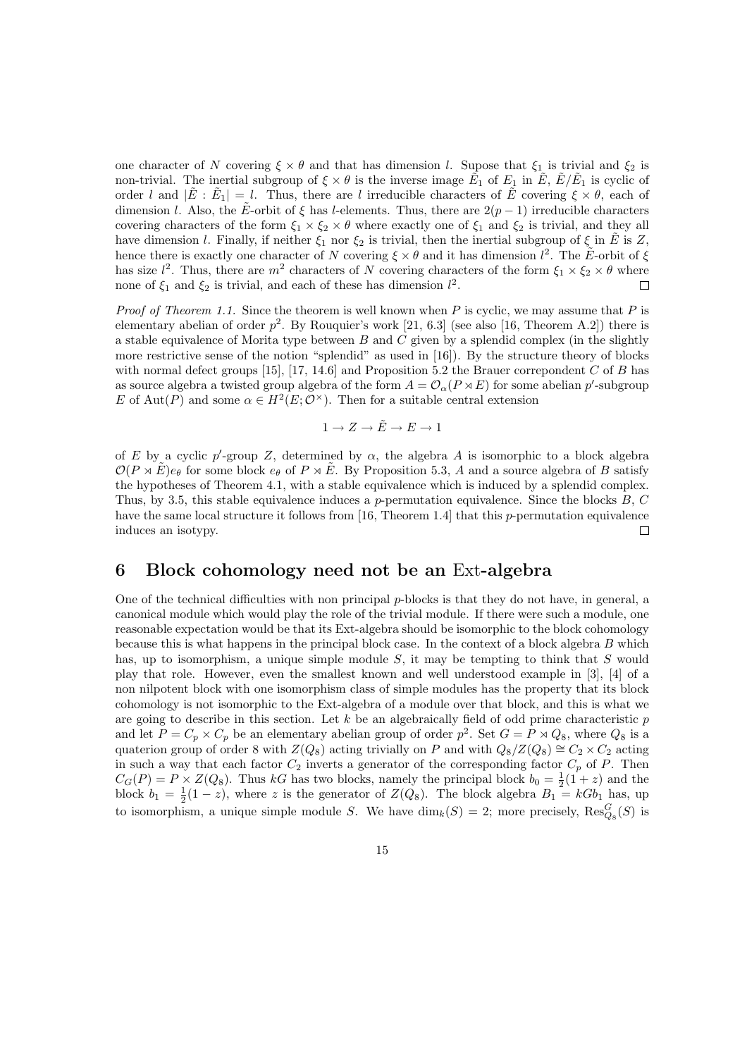one character of $N$ covering $\xi \times \theta$ and that has dimension $l$. Supose that $\xi_1$ is trivial and $\xi_2$ is non-trivial. The inertial subgroup of $\xi \times \theta$ is the inverse image $\tilde{E}_1$ of $E_1$ in $\tilde{E}$, $\tilde{E}/\tilde{E}_1$ is cyclic of order $l$ and $|\tilde{E} : \tilde{E}_1| = l$. Thus, there are $l$ irreducible characters of $\tilde{E}$ covering $\xi \times \theta$, each of dimension $l$. Also, the $\tilde{E}$-orbit of $\xi$ has $l$-elements. Thus, there are $2(p-1)$ irreducible characters covering characters of the form $\xi_1 \times \xi_2 \times \theta$ where exactly one of $\xi_1$ and $\xi_2$ is trivial, and they all have dimension $l$. Finally, if neither $\xi_1$ nor $\xi_2$ is trivial, then the inertial subgroup of $\xi$ in $\tilde{E}$ is $Z$, hence there is exactly one character of $N$ covering $\xi \times \theta$ and it has dimension $l^2$. The $\tilde{E}$-orbit of $\xi$ has size $l^2$. Thus, there are $m^2$ characters of $N$ covering characters of the form $\xi_1 \times \xi_2 \times \theta$ where none of $\xi_1$ and $\xi_2$ is trivial, and each of these has dimension $l^2$. □

*Proof of Theorem 1.1.* Since the theorem is well known when $P$ is cyclic, we may assume that $P$ is elementary abelian of order $p^2$. By Rouquier's work [21, 6.3] (see also [16, Theorem A.2]) there is a stable equivalence of Morita type between $B$ and $C$ given by a splendid complex (in the slightly more restrictive sense of the notion "splendid" as used in [16]). By the structure theory of blocks with normal defect groups [15], [17, 14.6] and Proposition 5.2 the Brauer correspondent $C$ of $B$ has as source algebra a twisted group algebra of the form $A = \mathcal{O}_\alpha(P \rtimes E)$ for some abelian $p'$-subgroup $E$ of $\mathrm{Aut}(P)$ and some $\alpha \in H^2(E; \mathcal{O}^\times)$. Then for a suitable central extension

$$1 \to Z \to \tilde{E} \to E \to 1$$

of $E$ by a cyclic $p'$-group $Z$, determined by $\alpha$, the algebra $A$ is isomorphic to a block algebra $\mathcal{O}(P \rtimes \tilde{E})e_\theta$ for some block $e_\theta$ of $P \rtimes \tilde{E}$. By Proposition 5.3, $A$ and a source algebra of $B$ satisfy the hypotheses of Theorem 4.1, with a stable equivalence which is induced by a splendid complex. Thus, by 3.5, this stable equivalence induces a $p$-permutation equivalence. Since the blocks $B$, $C$ have the same local structure it follows from [16, Theorem 1.4] that this $p$-permutation equivalence induces an isotypy. □

# 6 Block cohomology need not be an Ext-algebra

One of the technical difficulties with non principal $p$-blocks is that they do not have, in general, a canonical module which would play the role of the trivial module. If there were such a module, one reasonable expectation would be that its Ext-algebra should be isomorphic to the block cohomology because this is what happens in the principal block case. In the context of a block algebra $B$ which has, up to isomorphism, a unique simple module $S$, it may be tempting to think that $S$ would play that role. However, even the smallest known and well understood example in [3], [4] of a non nilpotent block with one isomorphism class of simple modules has the property that its block cohomology is not isomorphic to the Ext-algebra of a module over that block, and this is what we are going to describe in this section. Let $k$ be an algebraically field of odd prime characteristic $p$ and let $P = C_p \times C_p$ be an elementary abelian group of order $p^2$. Set $G = P \rtimes Q_8$, where $Q_8$ is a quaterion group of order 8 with $Z(Q_8)$ acting trivially on $P$ and with $Q_8/Z(Q_8) \cong C_2 \times C_2$ acting in such a way that each factor $C_2$ inverts a generator of the corresponding factor $C_p$ of $P$. Then $C_G(P) = P \times Z(Q_8)$. Thus $kG$ has two blocks, namely the principal block $b_0 = \frac{1}{2}(1+z)$ and the block $b_1 = \frac{1}{2}(1-z)$, where $z$ is the generator of $Z(Q_8)$. The block algebra $B_1 = kGb_1$ has, up to isomorphism, a unique simple module $S$. We have $\dim_k(S) = 2$; more precisely, $\mathrm{Res}^G_{Q_8}(S)$ is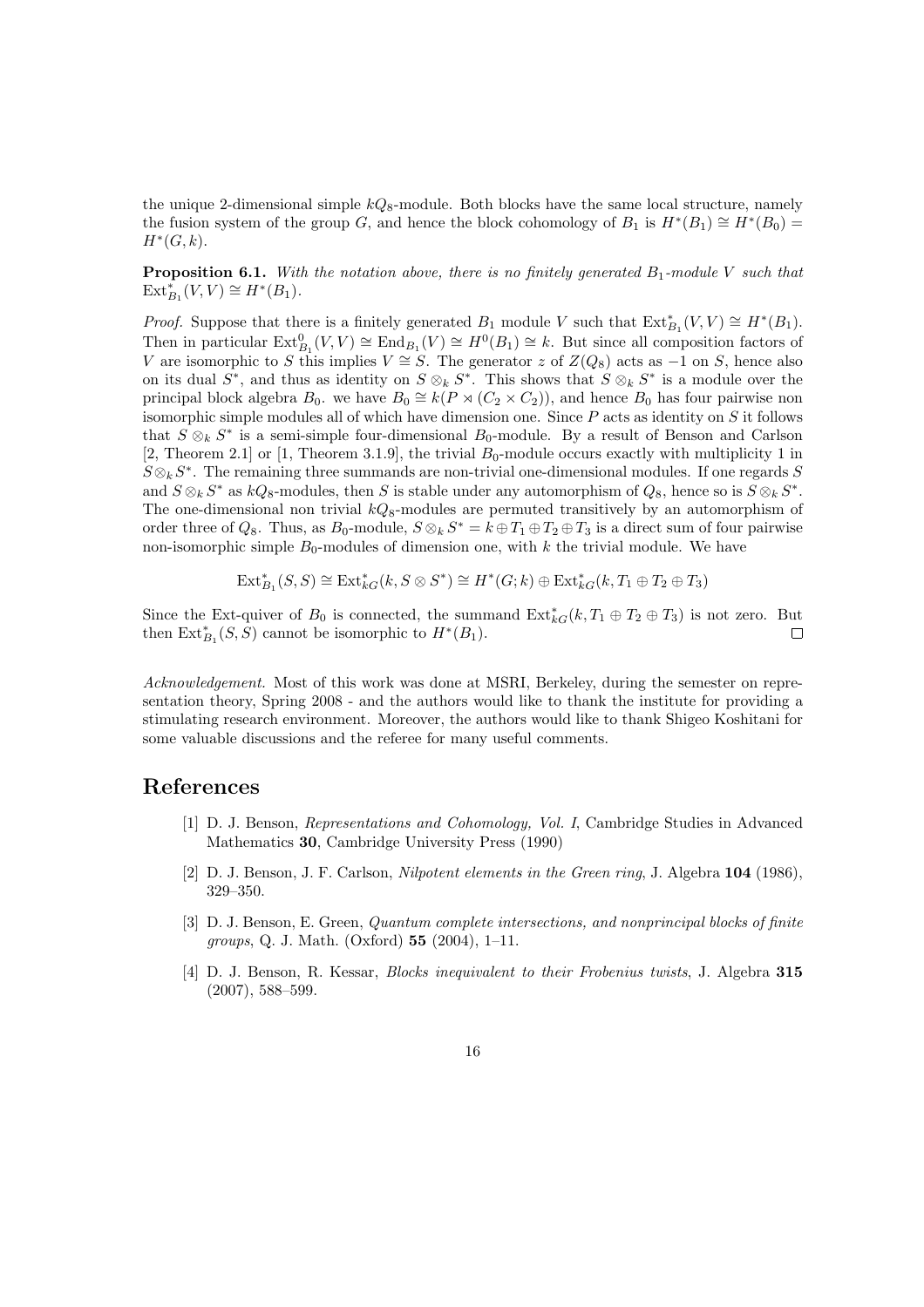the unique 2-dimensional simple $kQ_8$-module. Both blocks have the same local structure, namely the fusion system of the group $G$, and hence the block cohomology of $B_1$ is $H^*(B_1) \cong H^*(B_0) = H^*(G,k)$.

**Proposition 6.1.** *With the notation above, there is no finitely generated $B_1$-module $V$ such that $\mathrm{Ext}^*_{B_1}(V,V) \cong H^*(B_1)$.*

*Proof.* Suppose that there is a finitely generated $B_1$ module $V$ such that $\mathrm{Ext}^*_{B_1}(V,V) \cong H^*(B_1)$. Then in particular $\mathrm{Ext}^0_{B_1}(V,V) \cong \mathrm{End}_{B_1}(V) \cong H^0(B_1) \cong k$. But since all composition factors of $V$ are isomorphic to $S$ this implies $V \cong S$. The generator $z$ of $Z(Q_8)$ acts as $-1$ on $S$, hence also on its dual $S^*$, and thus as identity on $S \otimes_k S^*$. This shows that $S \otimes_k S^*$ is a module over the principal block algebra $B_0$. we have $B_0 \cong k(P \rtimes (C_2 \times C_2))$, and hence $B_0$ has four pairwise non isomorphic simple modules all of which have dimension one. Since $P$ acts as identity on $S$ it follows that $S \otimes_k S^*$ is a semi-simple four-dimensional $B_0$-module. By a result of Benson and Carlson [2, Theorem 2.1] or [1, Theorem 3.1.9], the trivial $B_0$-module occurs exactly with multiplicity 1 in $S \otimes_k S^*$. The remaining three summands are non-trivial one-dimensional modules. If one regards $S$ and $S \otimes_k S^*$ as $kQ_8$-modules, then $S$ is stable under any automorphism of $Q_8$, hence so is $S \otimes_k S^*$. The one-dimensional non trivial $kQ_8$-modules are permuted transitively by an automorphism of order three of $Q_8$. Thus, as $B_0$-module, $S \otimes_k S^* = k \oplus T_1 \oplus T_2 \oplus T_3$ is a direct sum of four pairwise non-isomorphic simple $B_0$-modules of dimension one, with $k$ the trivial module. We have

$$\mathrm{Ext}^*_{B_1}(S,S) \cong \mathrm{Ext}^*_{kG}(k, S \otimes S^*) \cong H^*(G;k) \oplus \mathrm{Ext}^*_{kG}(k, T_1 \oplus T_2 \oplus T_3)$$

Since the Ext-quiver of $B_0$ is connected, the summand $\mathrm{Ext}^*_{kG}(k, T_1 \oplus T_2 \oplus T_3)$ is not zero. But then $\mathrm{Ext}^*_{B_1}(S,S)$ cannot be isomorphic to $H^*(B_1)$. $\square$

*Acknowledgement.* Most of this work was done at MSRI, Berkeley, during the semester on representation theory, Spring 2008 - and the authors would like to thank the institute for providing a stimulating research environment. Moreover, the authors would like to thank Shigeo Koshitani for some valuable discussions and the referee for many useful comments.

# References

[1] D. J. Benson, *Representations and Cohomology, Vol. I*, Cambridge Studies in Advanced Mathematics **30**, Cambridge University Press (1990)

[2] D. J. Benson, J. F. Carlson, *Nilpotent elements in the Green ring*, J. Algebra **104** (1986), 329–350.

[3] D. J. Benson, E. Green, *Quantum complete intersections, and nonprincipal blocks of finite groups*, Q. J. Math. (Oxford) **55** (2004), 1–11.

[4] D. J. Benson, R. Kessar, *Blocks inequivalent to their Frobenius twists*, J. Algebra **315** (2007), 588–599.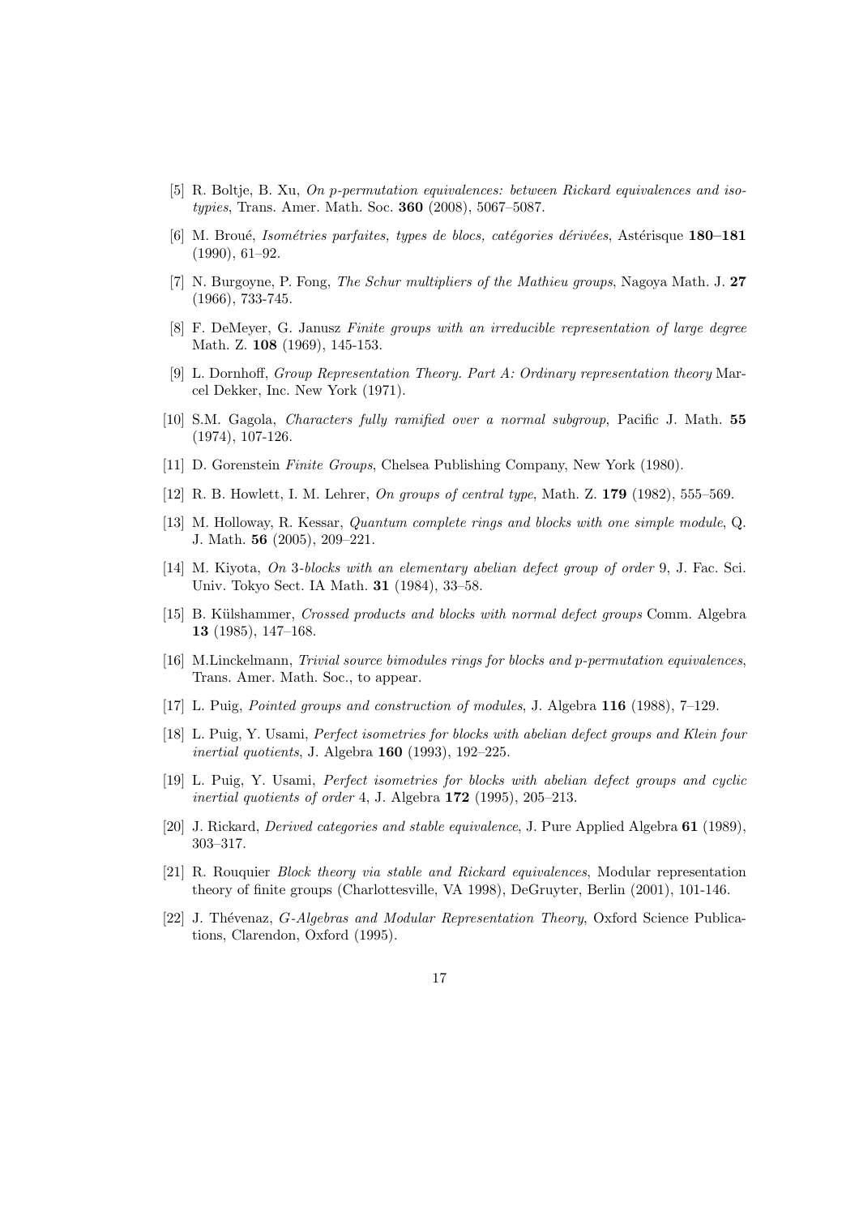[5] R. Boltje, B. Xu, *On p-permutation equivalences: between Rickard equivalences and isotypies*, Trans. Amer. Math. Soc. **360** (2008), 5067–5087.

[6] M. Broué, *Isométries parfaites, types de blocs, catégories dérivées*, Astérisque **180–181** (1990), 61–92.

[7] N. Burgoyne, P. Fong, *The Schur multipliers of the Mathieu groups*, Nagoya Math. J. **27** (1966), 733-745.

[8] F. DeMeyer, G. Janusz *Finite groups with an irreducible representation of large degree* Math. Z. **108** (1969), 145-153.

[9] L. Dornhoff, *Group Representation Theory. Part A: Ordinary representation theory* Marcel Dekker, Inc. New York (1971).

[10] S.M. Gagola, *Characters fully ramified over a normal subgroup*, Pacific J. Math. **55** (1974), 107-126.

[11] D. Gorenstein *Finite Groups*, Chelsea Publishing Company, New York (1980).

[12] R. B. Howlett, I. M. Lehrer, *On groups of central type*, Math. Z. **179** (1982), 555–569.

[13] M. Holloway, R. Kessar, *Quantum complete rings and blocks with one simple module*, Q. J. Math. **56** (2005), 209–221.

[14] M. Kiyota, *On 3-blocks with an elementary abelian defect group of order 9*, J. Fac. Sci. Univ. Tokyo Sect. IA Math. **31** (1984), 33–58.

[15] B. Külshammer, *Crossed products and blocks with normal defect groups* Comm. Algebra **13** (1985), 147–168.

[16] M.Linckelmann, *Trivial source bimodules rings for blocks and p-permutation equivalences*, Trans. Amer. Math. Soc., to appear.

[17] L. Puig, *Pointed groups and construction of modules*, J. Algebra **116** (1988), 7–129.

[18] L. Puig, Y. Usami, *Perfect isometries for blocks with abelian defect groups and Klein four inertial quotients*, J. Algebra **160** (1993), 192–225.

[19] L. Puig, Y. Usami, *Perfect isometries for blocks with abelian defect groups and cyclic inertial quotients of order* 4, J. Algebra **172** (1995), 205–213.

[20] J. Rickard, *Derived categories and stable equivalence*, J. Pure Applied Algebra **61** (1989), 303–317.

[21] R. Rouquier *Block theory via stable and Rickard equivalences*, Modular representation theory of finite groups (Charlottesville, VA 1998), DeGruyter, Berlin (2001), 101-146.

[22] J. Thévenaz, *G-Algebras and Modular Representation Theory*, Oxford Science Publications, Clarendon, Oxford (1995).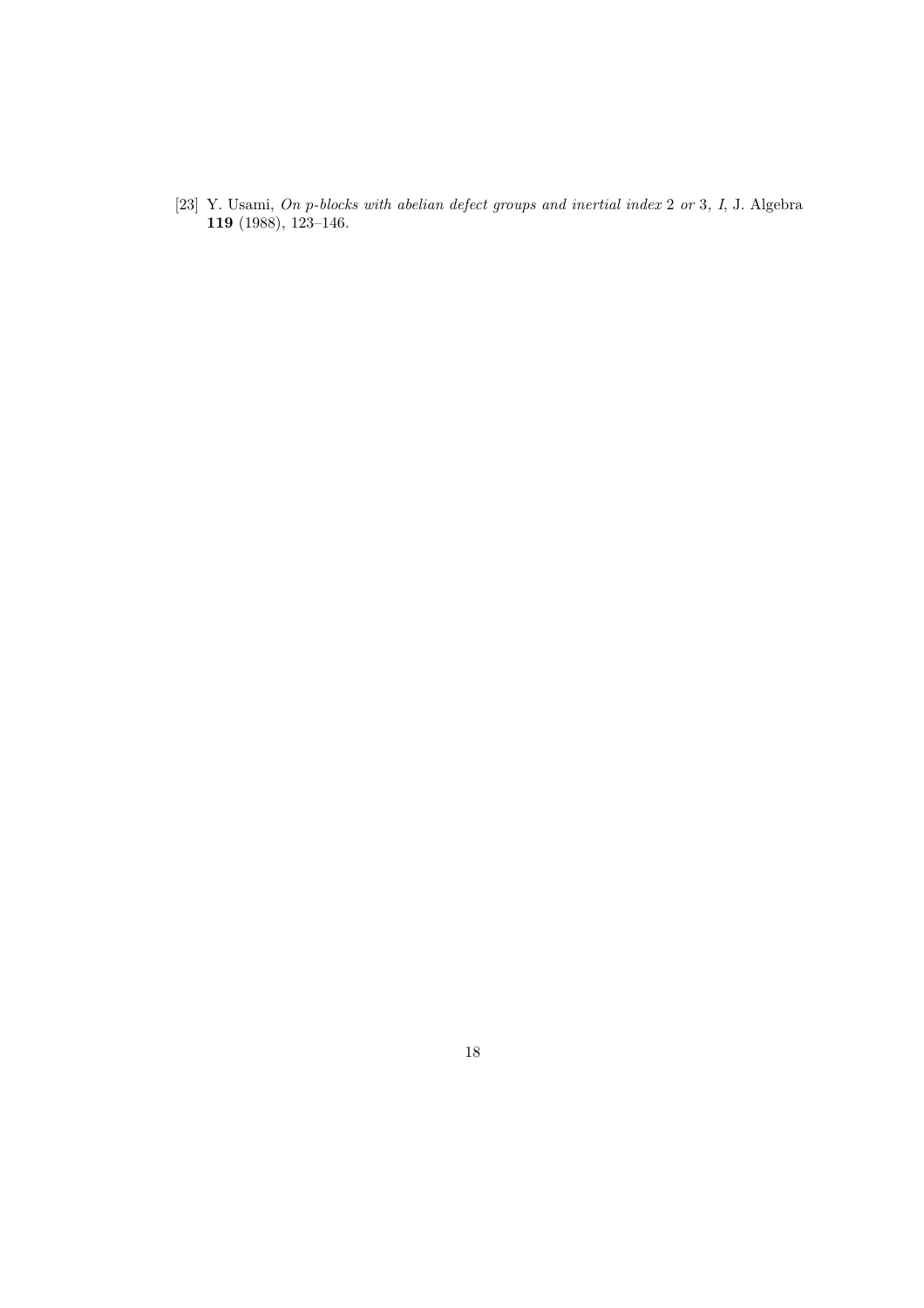[23] Y. Usami, *On p-blocks with abelian defect groups and inertial index* 2 *or* 3*, I*, J. Algebra **119** (1988), 123–146.